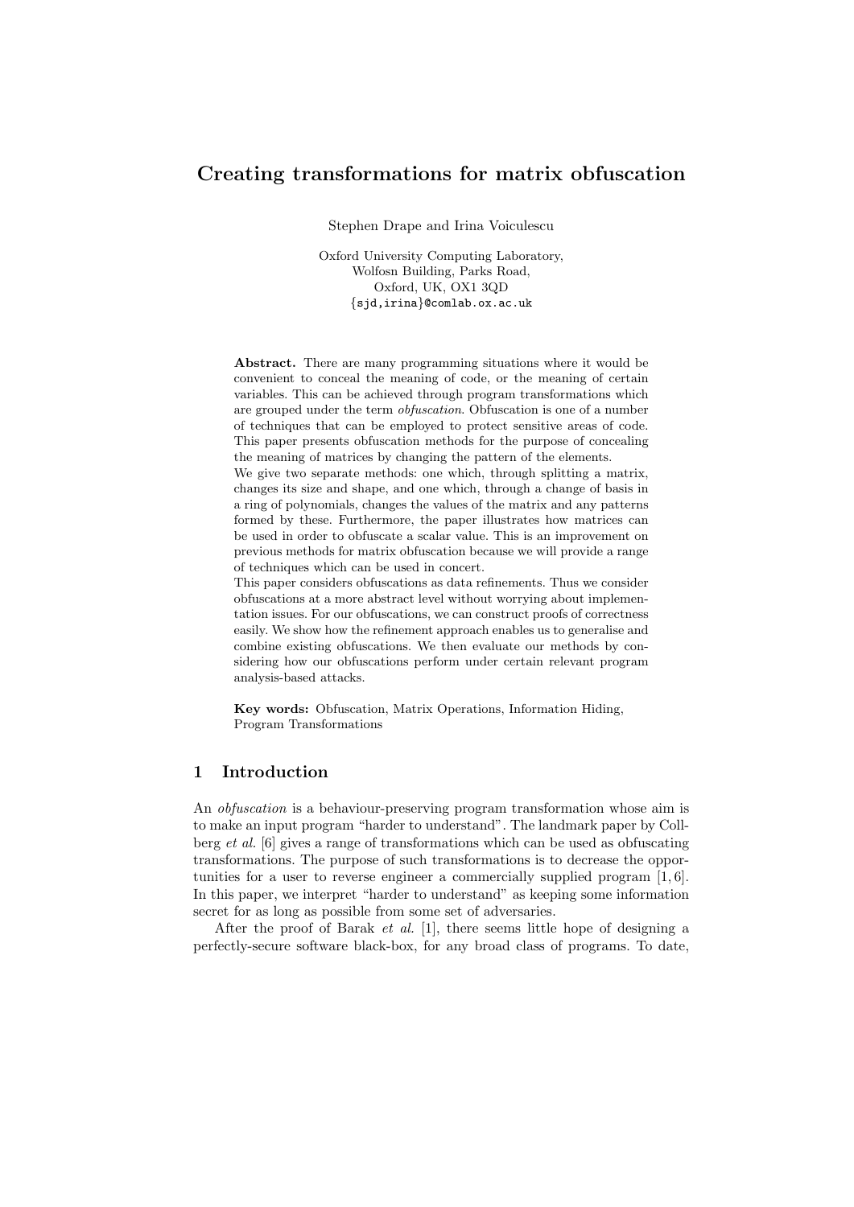# Creating transformations for matrix obfuscation

Stephen Drape and Irina Voiculescu

Oxford University Computing Laboratory,
Wolfosn Building, Parks Road,
Oxford, UK, OX1 3QD
{sjd,irina}@comlab.ox.ac.uk

**Abstract.** There are many programming situations where it would be convenient to conceal the meaning of code, or the meaning of certain variables. This can be achieved through program transformations which are grouped under the term *obfuscation*. Obfuscation is one of a number of techniques that can be employed to protect sensitive areas of code. This paper presents obfuscation methods for the purpose of concealing the meaning of matrices by changing the pattern of the elements.
We give two separate methods: one which, through splitting a matrix, changes its size and shape, and one which, through a change of basis in a ring of polynomials, changes the values of the matrix and any patterns formed by these. Furthermore, the paper illustrates how matrices can be used in order to obfuscate a scalar value. This is an improvement on previous methods for matrix obfuscation because we will provide a range of techniques which can be used in concert.
This paper considers obfuscations as data refinements. Thus we consider obfuscations at a more abstract level without worrying about implementation issues. For our obfuscations, we can construct proofs of correctness easily. We show how the refinement approach enables us to generalise and combine existing obfuscations. We then evaluate our methods by considering how our obfuscations perform under certain relevant program analysis-based attacks.

**Key words:** Obfuscation, Matrix Operations, Information Hiding, Program Transformations

## 1 Introduction

An *obfuscation* is a behaviour-preserving program transformation whose aim is to make an input program "harder to understand". The landmark paper by Collberg *et al.* [6] gives a range of transformations which can be used as obfuscating transformations. The purpose of such transformations is to decrease the opportunities for a user to reverse engineer a commercially supplied program [1, 6]. In this paper, we interpret "harder to understand" as keeping some information secret for as long as possible from some set of adversaries.

After the proof of Barak *et al.* [1], there seems little hope of designing a perfectly-secure software black-box, for any broad class of programs. To date,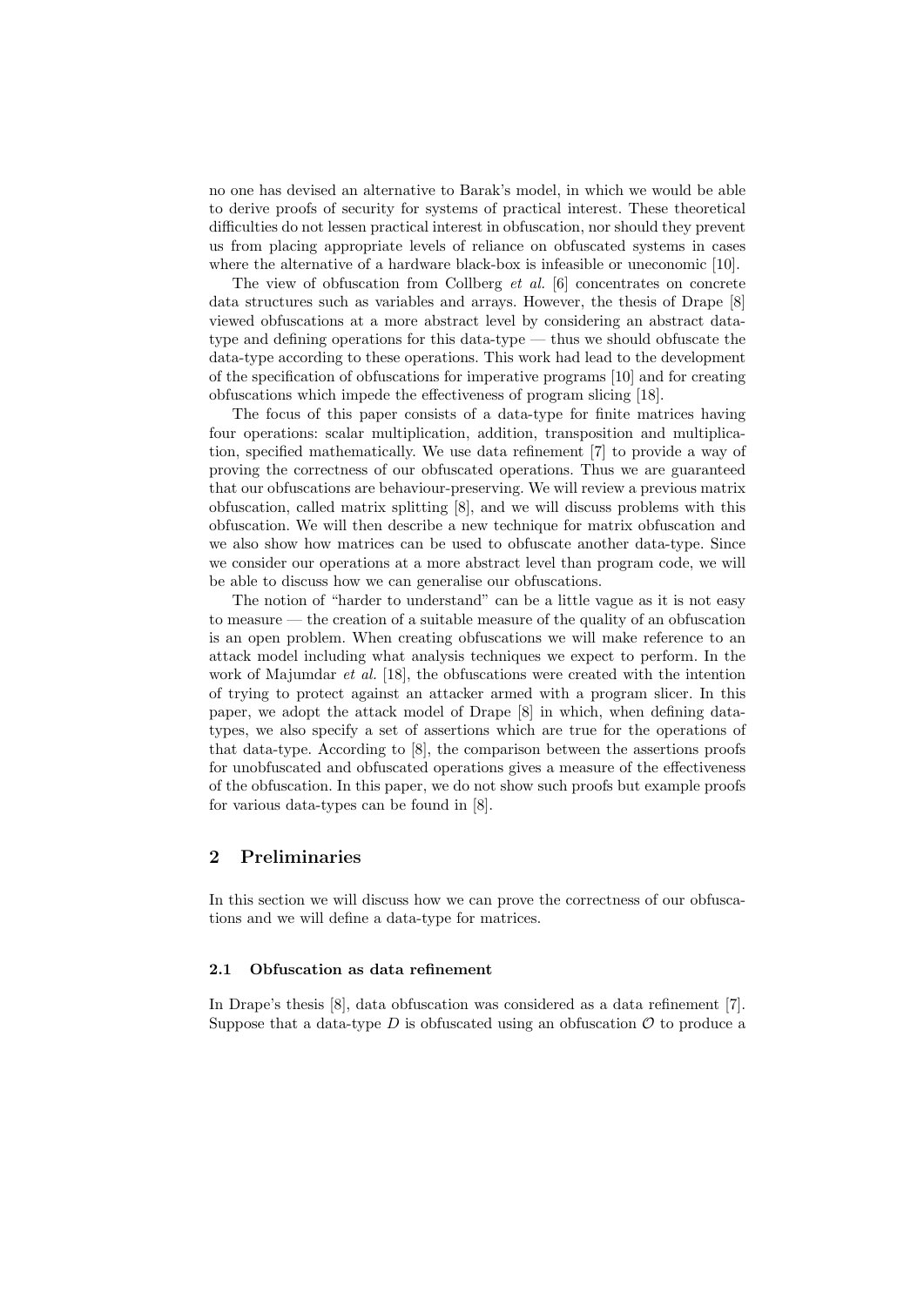no one has devised an alternative to Barak's model, in which we would be able to derive proofs of security for systems of practical interest. These theoretical difficulties do not lessen practical interest in obfuscation, nor should they prevent us from placing appropriate levels of reliance on obfuscated systems in cases where the alternative of a hardware black-box is infeasible or uneconomic [10].

The view of obfuscation from Collberg *et al.* [6] concentrates on concrete data structures such as variables and arrays. However, the thesis of Drape [8] viewed obfuscations at a more abstract level by considering an abstract data-type and defining operations for this data-type — thus we should obfuscate the data-type according to these operations. This work had lead to the development of the specification of obfuscations for imperative programs [10] and for creating obfuscations which impede the effectiveness of program slicing [18].

The focus of this paper consists of a data-type for finite matrices having four operations: scalar multiplication, addition, transposition and multiplication, specified mathematically. We use data refinement [7] to provide a way of proving the correctness of our obfuscated operations. Thus we are guaranteed that our obfuscations are behaviour-preserving. We will review a previous matrix obfuscation, called matrix splitting [8], and we will discuss problems with this obfuscation. We will then describe a new technique for matrix obfuscation and we also show how matrices can be used to obfuscate another data-type. Since we consider our operations at a more abstract level than program code, we will be able to discuss how we can generalise our obfuscations.

The notion of "harder to understand" can be a little vague as it is not easy to measure — the creation of a suitable measure of the quality of an obfuscation is an open problem. When creating obfuscations we will make reference to an attack model including what analysis techniques we expect to perform. In the work of Majumdar *et al.* [18], the obfuscations were created with the intention of trying to protect against an attacker armed with a program slicer. In this paper, we adopt the attack model of Drape [8] in which, when defining data-types, we also specify a set of assertions which are true for the operations of that data-type. According to [8], the comparison between the assertions proofs for unobfuscated and obfuscated operations gives a measure of the effectiveness of the obfuscation. In this paper, we do not show such proofs but example proofs for various data-types can be found in [8].

## 2 Preliminaries

In this section we will discuss how we can prove the correctness of our obfuscations and we will define a data-type for matrices.

### 2.1 Obfuscation as data refinement

In Drape's thesis [8], data obfuscation was considered as a data refinement [7]. Suppose that a data-type $D$ is obfuscated using an obfuscation $\mathcal{O}$ to produce a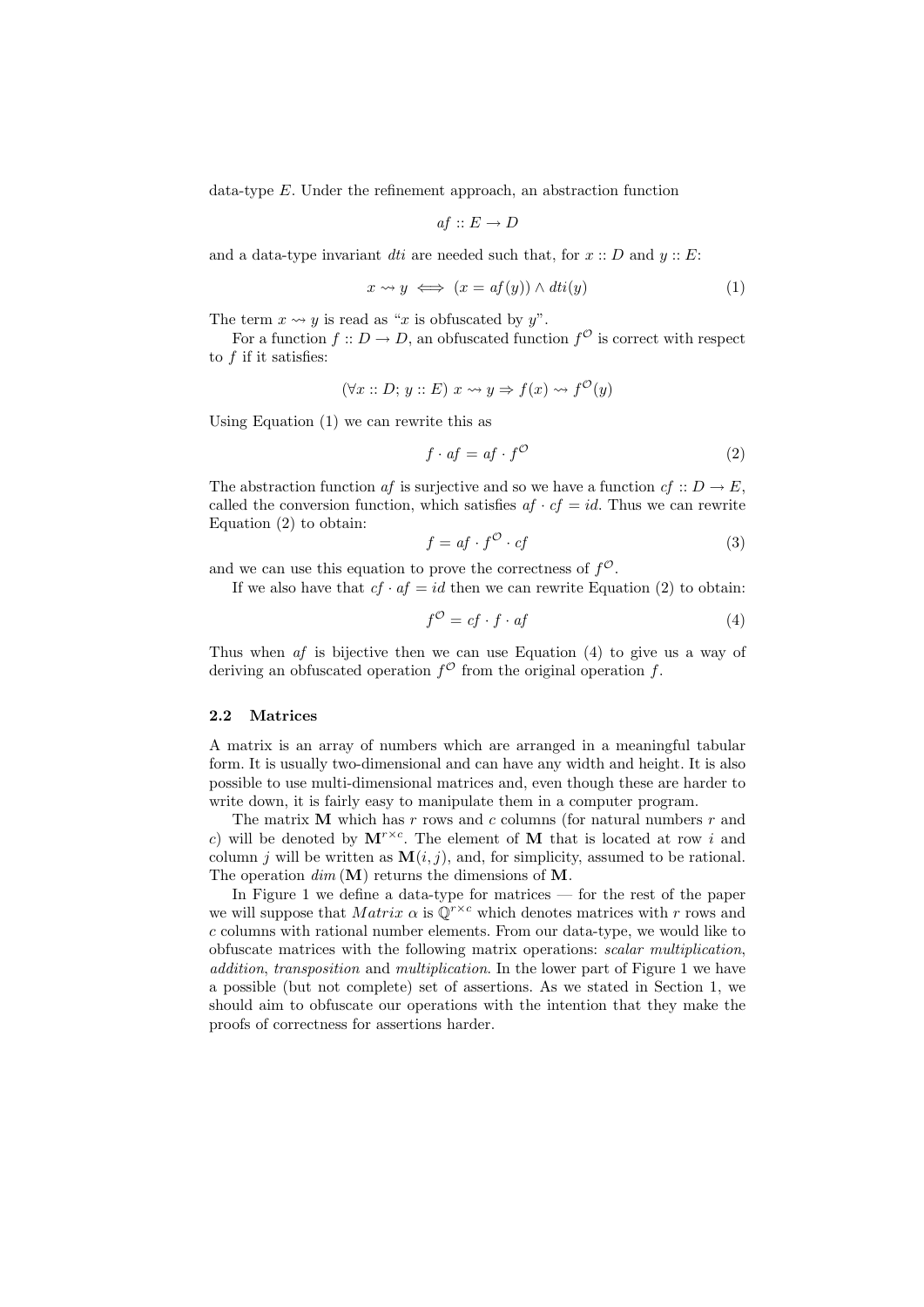data-type $E$. Under the refinement approach, an abstraction function

$$af :: E \to D$$

and a data-type invariant $dti$ are needed such that, for $x :: D$ and $y :: E$:

$$x \rightsquigarrow y \iff (x = af(y)) \land dti(y) \tag{1}$$

The term $x \rightsquigarrow y$ is read as "$x$ is obfuscated by $y$".

For a function $f :: D \to D$, an obfuscated function $f^{\mathcal{O}}$ is correct with respect to $f$ if it satisfies:

$$(\forall x :: D;\ y :: E)\ x \rightsquigarrow y \Rightarrow f(x) \rightsquigarrow f^{\mathcal{O}}(y)$$

Using Equation (1) we can rewrite this as

$$f \cdot af = af \cdot f^{\mathcal{O}} \tag{2}$$

The abstraction function $af$ is surjective and so we have a function $cf :: D \to E$, called the conversion function, which satisfies $af \cdot cf = id$. Thus we can rewrite Equation (2) to obtain:

$$f = af \cdot f^{\mathcal{O}} \cdot cf \tag{3}$$

and we can use this equation to prove the correctness of $f^{\mathcal{O}}$.

If we also have that $cf \cdot af = id$ then we can rewrite Equation (2) to obtain:

$$f^{\mathcal{O}} = cf \cdot f \cdot af \tag{4}$$

Thus when $af$ is bijective then we can use Equation (4) to give us a way of deriving an obfuscated operation $f^{\mathcal{O}}$ from the original operation $f$.

### 2.2 Matrices

A matrix is an array of numbers which are arranged in a meaningful tabular form. It is usually two-dimensional and can have any width and height. It is also possible to use multi-dimensional matrices and, even though these are harder to write down, it is fairly easy to manipulate them in a computer program.

The matrix $\mathbf{M}$ which has $r$ rows and $c$ columns (for natural numbers $r$ and $c$) will be denoted by $\mathbf{M}^{r \times c}$. The element of $\mathbf{M}$ that is located at row $i$ and column $j$ will be written as $\mathbf{M}(i, j)$, and, for simplicity, assumed to be rational. The operation $dim\,(\mathbf{M})$ returns the dimensions of $\mathbf{M}$.

In Figure 1 we define a data-type for matrices — for the rest of the paper we will suppose that $Matrix\ \alpha$ is $\mathbb{Q}^{r \times c}$ which denotes matrices with $r$ rows and $c$ columns with rational number elements. From our data-type, we would like to obfuscate matrices with the following matrix operations: *scalar multiplication*, *addition*, *transposition* and *multiplication*. In the lower part of Figure 1 we have a possible (but not complete) set of assertions. As we stated in Section 1, we should aim to obfuscate our operations with the intention that they make the proofs of correctness for assertions harder.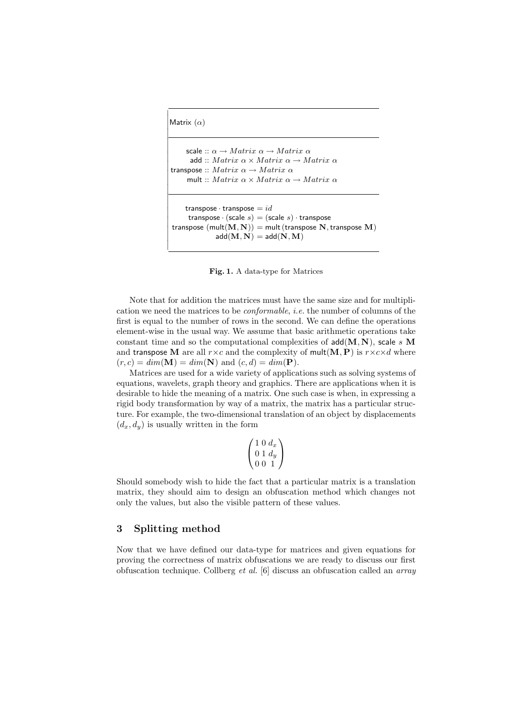Matrix ($\alpha$)

$$\begin{aligned}
\mathsf{scale} &:: \alpha \rightarrow Matrix\ \alpha \rightarrow Matrix\ \alpha \\
\mathsf{add} &:: Matrix\ \alpha \times Matrix\ \alpha \rightarrow Matrix\ \alpha \\
\mathsf{transpose} &:: Matrix\ \alpha \rightarrow Matrix\ \alpha \\
\mathsf{mult} &:: Matrix\ \alpha \times Matrix\ \alpha \rightarrow Matrix\ \alpha
\end{aligned}$$

$$\begin{aligned}
\mathsf{transpose} \cdot \mathsf{transpose} &= id \\
\mathsf{transpose} \cdot (\mathsf{scale}\ s) &= (\mathsf{scale}\ s) \cdot \mathsf{transpose} \\
\mathsf{transpose}\ (\mathsf{mult}(\mathbf{M}, \mathbf{N})) &= \mathsf{mult}\,(\mathsf{transpose}\ \mathbf{N}, \mathsf{transpose}\ \mathbf{M}) \\
\mathsf{add}(\mathbf{M}, \mathbf{N}) &= \mathsf{add}(\mathbf{N}, \mathbf{M})
\end{aligned}$$

**Fig. 1.** A data-type for Matrices

Note that for addition the matrices must have the same size and for multiplication we need the matrices to be *conformable*, *i.e.* the number of columns of the first is equal to the number of rows in the second. We can define the operations element-wise in the usual way. We assume that basic arithmetic operations take constant time and so the computational complexities of $\mathsf{add}(\mathbf{M}, \mathbf{N})$, $\mathsf{scale}\ s\ \mathbf{M}$ and $\mathsf{transpose}\ \mathbf{M}$ are all $r \times c$ and the complexity of $\mathsf{mult}(\mathbf{M}, \mathbf{P})$ is $r \times c \times d$ where $(r, c) = dim(\mathbf{M}) = dim(\mathbf{N})$ and $(c, d) = dim(\mathbf{P})$.

Matrices are used for a wide variety of applications such as solving systems of equations, wavelets, graph theory and graphics. There are applications when it is desirable to hide the meaning of a matrix. One such case is when, in expressing a rigid body transformation by way of a matrix, the matrix has a particular structure. For example, the two-dimensional translation of an object by displacements $(d_x, d_y)$ is usually written in the form

$$\begin{pmatrix} 1 & 0 & d_x \\ 0 & 1 & d_y \\ 0 & 0 & 1 \end{pmatrix}$$

Should somebody wish to hide the fact that a particular matrix is a translation matrix, they should aim to design an obfuscation method which changes not only the values, but also the visible pattern of these values.

## 3 Splitting method

Now that we have defined our data-type for matrices and given equations for proving the correctness of matrix obfuscations we are ready to discuss our first obfuscation technique. Collberg *et al.* [6] discuss an obfuscation called an *array*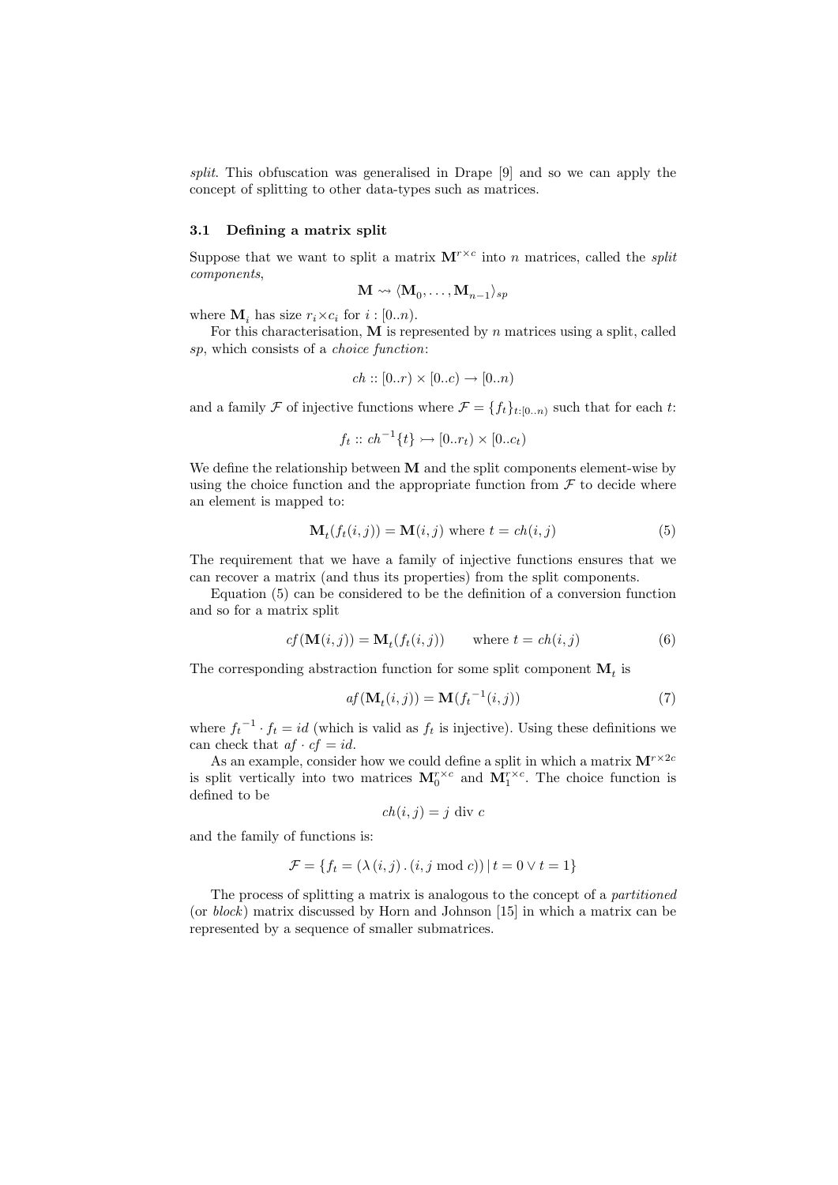*split*. This obfuscation was generalised in Drape [9] and so we can apply the concept of splitting to other data-types such as matrices.

### 3.1 Defining a matrix split

Suppose that we want to split a matrix $\mathbf{M}^{r \times c}$ into $n$ matrices, called the *split components*,

$$\mathbf{M} \rightsquigarrow \langle \mathbf{M}_0, \ldots, \mathbf{M}_{n-1} \rangle_{sp}$$

where $\mathbf{M}_i$ has size $r_i \times c_i$ for $i : [0..n)$.

For this characterisation, $\mathbf{M}$ is represented by $n$ matrices using a split, called *sp*, which consists of a *choice function*:

$$ch :: [0..r) \times [0..c) \rightarrow [0..n)$$

and a family $\mathcal{F}$ of injective functions where $\mathcal{F} = \{f_t\}_{t:[0..n)}$ such that for each $t$:

$$f_t :: ch^{-1}\{t\} \rightarrowtail [0..r_t) \times [0..c_t)$$

We define the relationship between $\mathbf{M}$ and the split components element-wise by using the choice function and the appropriate function from $\mathcal{F}$ to decide where an element is mapped to:

$$\mathbf{M}_t(f_t(i,j)) = \mathbf{M}(i,j) \text{ where } t = ch(i,j) \tag{5}$$

The requirement that we have a family of injective functions ensures that we can recover a matrix (and thus its properties) from the split components.

Equation (5) can be considered to be the definition of a conversion function and so for a matrix split

$$cf(\mathbf{M}(i,j)) = \mathbf{M}_t(f_t(i,j)) \qquad \text{where } t = ch(i,j) \tag{6}$$

The corresponding abstraction function for some split component $\mathbf{M}_t$ is

$$af(\mathbf{M}_t(i,j)) = \mathbf{M}(f_t{}^{-1}(i,j)) \tag{7}$$

where $f_t{}^{-1} \cdot f_t = id$ (which is valid as $f_t$ is injective). Using these definitions we can check that $af \cdot cf = id$.

As an example, consider how we could define a split in which a matrix $\mathbf{M}^{r \times 2c}$ is split vertically into two matrices $\mathbf{M}_0^{r \times c}$ and $\mathbf{M}_1^{r \times c}$. The choice function is defined to be

$$ch(i,j) = j \text{ div } c$$

and the family of functions is:

$$\mathcal{F} = \{f_t = (\lambda\,(i,j)\,.\,(i, j \bmod c)) \,|\, t = 0 \vee t = 1\}$$

The process of splitting a matrix is analogous to the concept of a *partitioned* (or *block*) matrix discussed by Horn and Johnson [15] in which a matrix can be represented by a sequence of smaller submatrices.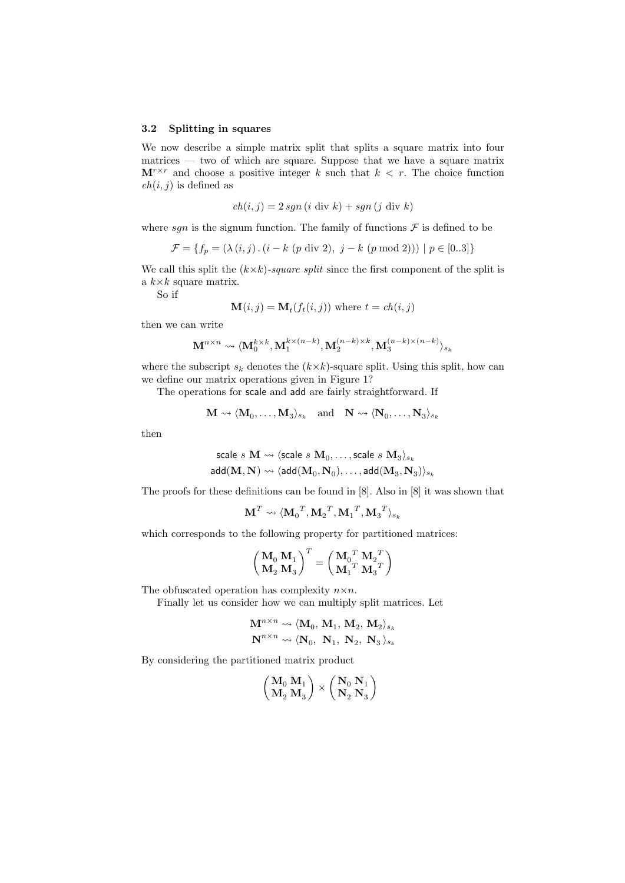### 3.2 Splitting in squares

We now describe a simple matrix split that splits a square matrix into four matrices — two of which are square. Suppose that we have a square matrix $\mathbf{M}^{r\times r}$ and choose a positive integer $k$ such that $k < r$. The choice function $ch(i,j)$ is defined as

$$ch(i,j) = 2\, sgn\,(i \text{ div } k) + sgn\,(j \text{ div } k)$$

where $sgn$ is the signum function. The family of functions $\mathcal{F}$ is defined to be

$$\mathcal{F} = \{f_p = (\lambda\,(i,j)\,.\,(i - k\ (p \text{ div } 2),\ j - k\ (p \bmod 2))) \mid p \in [0..3]\}$$

We call this split the $(k\times k)$-*square split* since the first component of the split is a $k\times k$ square matrix.

So if

$$\mathbf{M}(i,j) = \mathbf{M}_t(f_t(i,j)) \text{ where } t = ch(i,j)$$

then we can write

$$\mathbf{M}^{n\times n} \rightsquigarrow \langle \mathbf{M}_0^{k\times k}, \mathbf{M}_1^{k\times(n-k)}, \mathbf{M}_2^{(n-k)\times k}, \mathbf{M}_3^{(n-k)\times(n-k)} \rangle_{s_k}$$

where the subscript $s_k$ denotes the $(k\times k)$-square split. Using this split, how can we define our matrix operations given in Figure 1?

The operations for $\mathsf{scale}$ and $\mathsf{add}$ are fairly straightforward. If

$$\mathbf{M} \rightsquigarrow \langle \mathbf{M}_0, \ldots, \mathbf{M}_3 \rangle_{s_k} \quad \text{and} \quad \mathbf{N} \rightsquigarrow \langle \mathbf{N}_0, \ldots, \mathbf{N}_3 \rangle_{s_k}$$

then

$$\mathsf{scale}\ s\ \mathbf{M} \rightsquigarrow \langle \mathsf{scale}\ s\ \mathbf{M}_0, \ldots, \mathsf{scale}\ s\ \mathbf{M}_3 \rangle_{s_k}$$
$$\mathsf{add}(\mathbf{M}, \mathbf{N}) \rightsquigarrow \langle \mathsf{add}(\mathbf{M}_0, \mathbf{N}_0), \ldots, \mathsf{add}(\mathbf{M}_3, \mathbf{N}_3) \rangle_{s_k}$$

The proofs for these definitions can be found in [8]. Also in [8] it was shown that

$$\mathbf{M}^T \rightsquigarrow \langle {\mathbf{M}_0}^T, {\mathbf{M}_2}^T, {\mathbf{M}_1}^T, {\mathbf{M}_3}^T \rangle_{s_k}$$

which corresponds to the following property for partitioned matrices:

$$\begin{pmatrix} \mathbf{M}_0 & \mathbf{M}_1 \\ \mathbf{M}_2 & \mathbf{M}_3 \end{pmatrix}^T = \begin{pmatrix} {\mathbf{M}_0}^T & {\mathbf{M}_2}^T \\ {\mathbf{M}_1}^T & {\mathbf{M}_3}^T \end{pmatrix}$$

The obfuscated operation has complexity $n\times n$.

Finally let us consider how we can multiply split matrices. Let

$$\mathbf{M}^{n\times n} \rightsquigarrow \langle \mathbf{M}_0,\ \mathbf{M}_1,\ \mathbf{M}_2,\ \mathbf{M}_2 \rangle_{s_k}$$
$$\mathbf{N}^{n\times n} \rightsquigarrow \langle \mathbf{N}_0,\ \ \mathbf{N}_1,\ \ \mathbf{N}_2,\ \ \mathbf{N}_3 \rangle_{s_k}$$

By considering the partitioned matrix product

$$\begin{pmatrix} \mathbf{M}_0 & \mathbf{M}_1 \\ \mathbf{M}_2 & \mathbf{M}_3 \end{pmatrix} \times \begin{pmatrix} \mathbf{N}_0 & \mathbf{N}_1 \\ \mathbf{N}_2 & \mathbf{N}_3 \end{pmatrix}$$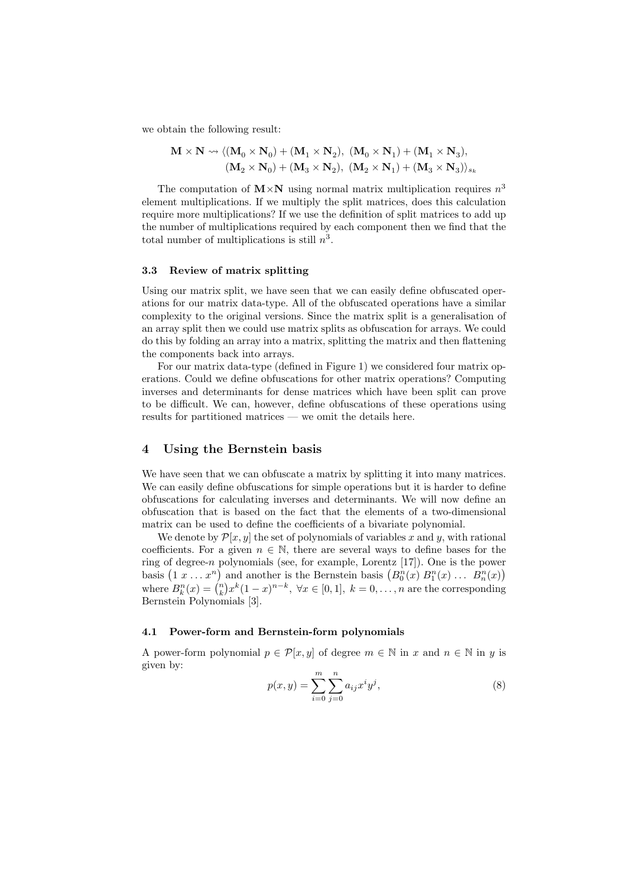we obtain the following result:

$$\mathbf{M} \times \mathbf{N} \rightsquigarrow \langle (\mathbf{M}_0 \times \mathbf{N}_0) + (\mathbf{M}_1 \times \mathbf{N}_2),\ (\mathbf{M}_0 \times \mathbf{N}_1) + (\mathbf{M}_1 \times \mathbf{N}_3),$$
$$(\mathbf{M}_2 \times \mathbf{N}_0) + (\mathbf{M}_3 \times \mathbf{N}_2),\ (\mathbf{M}_2 \times \mathbf{N}_1) + (\mathbf{M}_3 \times \mathbf{N}_3) \rangle_{s_k}$$

The computation of $\mathbf{M} \times \mathbf{N}$ using normal matrix multiplication requires $n^3$ element multiplications. If we multiply the split matrices, does this calculation require more multiplications? If we use the definition of split matrices to add up the number of multiplications required by each component then we find that the total number of multiplications is still $n^3$.

### 3.3 Review of matrix splitting

Using our matrix split, we have seen that we can easily define obfuscated operations for our matrix data-type. All of the obfuscated operations have a similar complexity to the original versions. Since the matrix split is a generalisation of an array split then we could use matrix splits as obfuscation for arrays. We could do this by folding an array into a matrix, splitting the matrix and then flattening the components back into arrays.

For our matrix data-type (defined in Figure 1) we considered four matrix operations. Could we define obfuscations for other matrix operations? Computing inverses and determinants for dense matrices which have been split can prove to be difficult. We can, however, define obfuscations of these operations using results for partitioned matrices — we omit the details here.

## 4 Using the Bernstein basis

We have seen that we can obfuscate a matrix by splitting it into many matrices. We can easily define obfuscations for simple operations but it is harder to define obfuscations for calculating inverses and determinants. We will now define an obfuscation that is based on the fact that the elements of a two-dimensional matrix can be used to define the coefficients of a bivariate polynomial.

We denote by $\mathcal{P}[x, y]$ the set of polynomials of variables $x$ and $y$, with rational coefficients. For a given $n \in \mathbb{N}$, there are several ways to define bases for the ring of degree-$n$ polynomials (see, for example, Lorentz [17]). One is the power basis $\left(1\ x \ldots x^n\right)$ and another is the Bernstein basis $\left(B_0^n(x)\ B_1^n(x) \ldots\ B_n^n(x)\right)$ where $B_k^n(x) = \binom{n}{k} x^k (1-x)^{n-k},\ \forall x \in [0,1],\ k = 0, \ldots, n$ are the corresponding Bernstein Polynomials [3].

### 4.1 Power-form and Bernstein-form polynomials

A power-form polynomial $p \in \mathcal{P}[x, y]$ of degree $m \in \mathbb{N}$ in $x$ and $n \in \mathbb{N}$ in $y$ is given by:

$$p(x, y) = \sum_{i=0}^{m} \sum_{j=0}^{n} a_{ij} x^i y^j, \tag{8}$$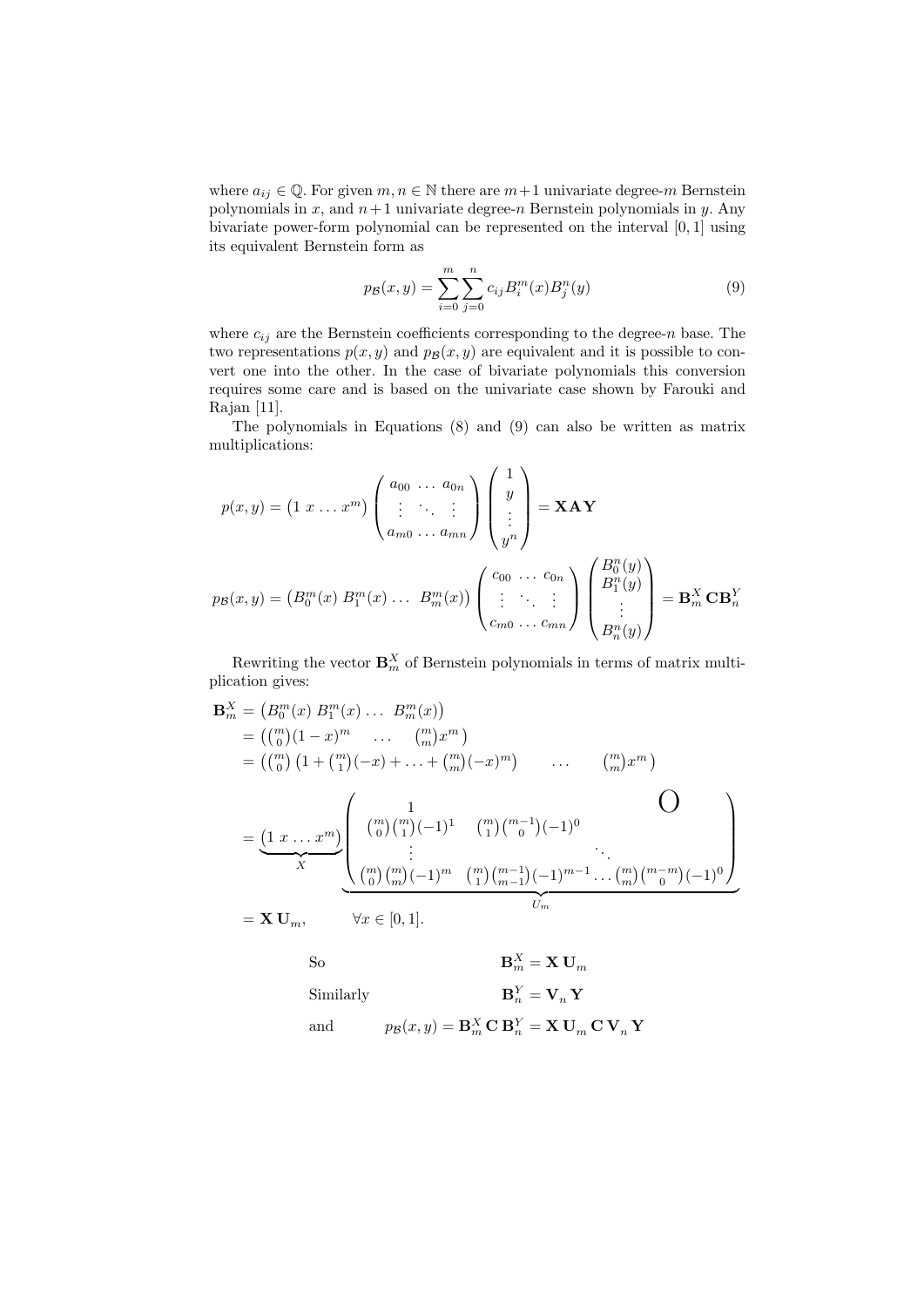where $a_{ij} \in \mathbb{Q}$. For given $m, n \in \mathbb{N}$ there are $m+1$ univariate degree-$m$ Bernstein polynomials in $x$, and $n+1$ univariate degree-$n$ Bernstein polynomials in $y$. Any bivariate power-form polynomial can be represented on the interval $[0,1]$ using its equivalent Bernstein form as

$$p_{\mathcal{B}}(x,y) = \sum_{i=0}^{m} \sum_{j=0}^{n} c_{ij} B_i^m(x) B_j^n(y) \tag{9}$$

where $c_{ij}$ are the Bernstein coefficients corresponding to the degree-$n$ base. The two representations $p(x,y)$ and $p_{\mathcal{B}}(x,y)$ are equivalent and it is possible to convert one into the other. In the case of bivariate polynomials this conversion requires some care and is based on the univariate case shown by Farouki and Rajan [11].

The polynomials in Equations (8) and (9) can also be written as matrix multiplications:

$$p(x,y) = \begin{pmatrix} 1 \; x \; \dots \; x^m \end{pmatrix} \begin{pmatrix} a_{00} & \dots & a_{0n} \\ \vdots & \ddots & \vdots \\ a_{m0} & \dots & a_{mn} \end{pmatrix} \begin{pmatrix} 1 \\ y \\ \vdots \\ y^n \end{pmatrix} = \mathbf{X}\mathbf{A}\mathbf{Y}$$

$$p_{\mathcal{B}}(x,y) = \begin{pmatrix} B_0^m(x) \; B_1^m(x) \; \dots \; B_m^m(x) \end{pmatrix} \begin{pmatrix} c_{00} & \dots & c_{0n} \\ \vdots & \ddots & \vdots \\ c_{m0} & \dots & c_{mn} \end{pmatrix} \begin{pmatrix} B_0^n(y) \\ B_1^n(y) \\ \vdots \\ B_n^n(y) \end{pmatrix} = \mathbf{B}_m^X \mathbf{C} \mathbf{B}_n^Y$$

Rewriting the vector $\mathbf{B}_m^X$ of Bernstein polynomials in terms of matrix multiplication gives:

$$\begin{aligned}
\mathbf{B}_m^X &= \begin{pmatrix} B_0^m(x) \; B_1^m(x) \; \dots \; B_m^m(x) \end{pmatrix} \\
&= \begin{pmatrix} \binom{m}{0}(1-x)^m & \dots & \binom{m}{m}x^m \end{pmatrix} \\
&= \begin{pmatrix} \binom{m}{0}\left(1 + \binom{m}{1}(-x) + \dots + \binom{m}{m}(-x)^m\right) & \dots & \binom{m}{m}x^m \end{pmatrix} \\
&= \underbrace{\begin{pmatrix} 1 \; x \; \dots \; x^m \end{pmatrix}}_{X} \underbrace{\begin{pmatrix} 1 & & & \mathbf{O} \\ \binom{m}{0}\binom{m}{1}(-1)^1 & \binom{m}{1}\binom{m-1}{0}(-1)^0 & & \\ \vdots & & \ddots & \\ \binom{m}{0}\binom{m}{m}(-1)^m & \binom{m}{1}\binom{m-1}{m-1}(-1)^{m-1} & \dots & \binom{m}{m}\binom{m-m}{0}(-1)^0 \end{pmatrix}}_{U_m} \\
&= \mathbf{X}\,\mathbf{U}_m, \qquad \forall x \in [0,1].
\end{aligned}$$

So $\qquad \mathbf{B}_m^X = \mathbf{X}\,\mathbf{U}_m$

Similarly $\qquad \mathbf{B}_n^Y = \mathbf{V}_n\,\mathbf{Y}$

and $\qquad p_{\mathcal{B}}(x,y) = \mathbf{B}_m^X\,\mathbf{C}\,\mathbf{B}_n^Y = \mathbf{X}\,\mathbf{U}_m\,\mathbf{C}\,\mathbf{V}_n\,\mathbf{Y}$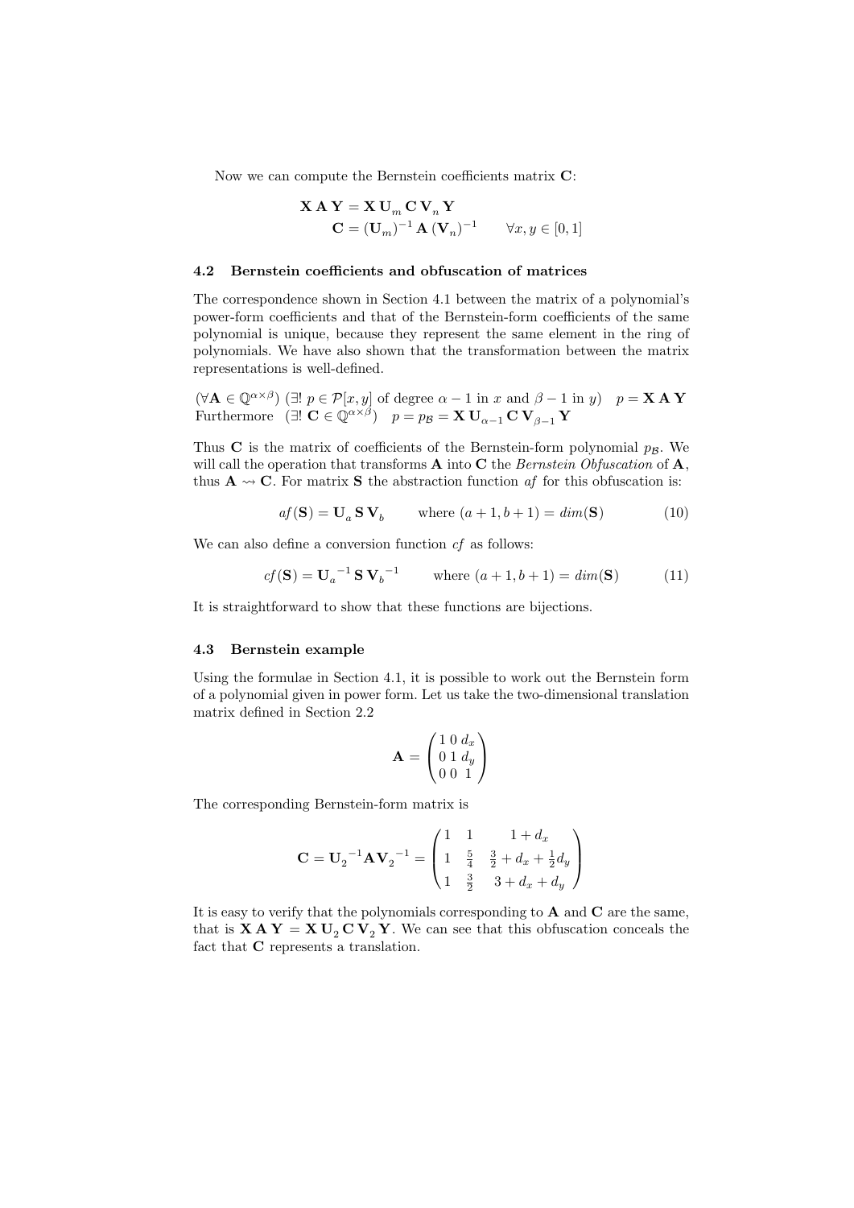Now we can compute the Bernstein coefficients matrix $\mathbf{C}$:

$$
\begin{aligned}
\mathbf{X}\,\mathbf{A}\,\mathbf{Y} &= \mathbf{X}\,\mathbf{U}_m\,\mathbf{C}\,\mathbf{V}_n\,\mathbf{Y} \\
\mathbf{C} &= (\mathbf{U}_m)^{-1}\,\mathbf{A}\,(\mathbf{V}_n)^{-1} \qquad \forall x, y \in [0,1]
\end{aligned}
$$

### 4.2 Bernstein coefficients and obfuscation of matrices

The correspondence shown in Section 4.1 between the matrix of a polynomial's power-form coefficients and that of the Bernstein-form coefficients of the same polynomial is unique, because they represent the same element in the ring of polynomials. We have also shown that the transformation between the matrix representations is well-defined.

$(\forall \mathbf{A} \in \mathbb{Q}^{\alpha\times\beta})$ $(\exists!\; p \in \mathcal{P}[x,y]$ of degree $\alpha - 1$ in $x$ and $\beta - 1$ in $y)$ $\quad p = \mathbf{X}\,\mathbf{A}\,\mathbf{Y}$
Furthermore $\quad (\exists!\; \mathbf{C} \in \mathbb{Q}^{\alpha\times\beta}) \quad p = p_{\mathcal{B}} = \mathbf{X}\,\mathbf{U}_{\alpha-1}\,\mathbf{C}\,\mathbf{V}_{\beta-1}\,\mathbf{Y}$

Thus $\mathbf{C}$ is the matrix of coefficients of the Bernstein-form polynomial $p_{\mathcal{B}}$. We will call the operation that transforms $\mathbf{A}$ into $\mathbf{C}$ the *Bernstein Obfuscation* of $\mathbf{A}$, thus $\mathbf{A} \rightsquigarrow \mathbf{C}$. For matrix $\mathbf{S}$ the abstraction function $af$ for this obfuscation is:

$$
af(\mathbf{S}) = \mathbf{U}_a\,\mathbf{S}\,\mathbf{V}_b \qquad \text{where } (a+1, b+1) = dim(\mathbf{S}) \tag{10}
$$

We can also define a conversion function $cf$ as follows:

$$
cf(\mathbf{S}) = {\mathbf{U}_a}^{-1}\,\mathbf{S}\,{\mathbf{V}_b}^{-1} \qquad \text{where } (a+1, b+1) = dim(\mathbf{S}) \tag{11}
$$

It is straightforward to show that these functions are bijections.

### 4.3 Bernstein example

Using the formulae in Section 4.1, it is possible to work out the Bernstein form of a polynomial given in power form. Let us take the two-dimensional translation matrix defined in Section 2.2

$$
\mathbf{A} = \begin{pmatrix} 1 & 0 & d_x \\ 0 & 1 & d_y \\ 0 & 0 & 1 \end{pmatrix}
$$

The corresponding Bernstein-form matrix is

$$
\mathbf{C} = {\mathbf{U}_2}^{-1}\mathbf{A}{\mathbf{V}_2}^{-1} = \begin{pmatrix} 1 & 1 & 1 + d_x \\ 1 & \frac{5}{4} & \frac{3}{2} + d_x + \frac{1}{2}d_y \\ 1 & \frac{3}{2} & 3 + d_x + d_y \end{pmatrix}
$$

It is easy to verify that the polynomials corresponding to $\mathbf{A}$ and $\mathbf{C}$ are the same, that is $\mathbf{X}\,\mathbf{A}\,\mathbf{Y} = \mathbf{X}\,\mathbf{U}_2\,\mathbf{C}\,\mathbf{V}_2\,\mathbf{Y}$. We can see that this obfuscation conceals the fact that $\mathbf{C}$ represents a translation.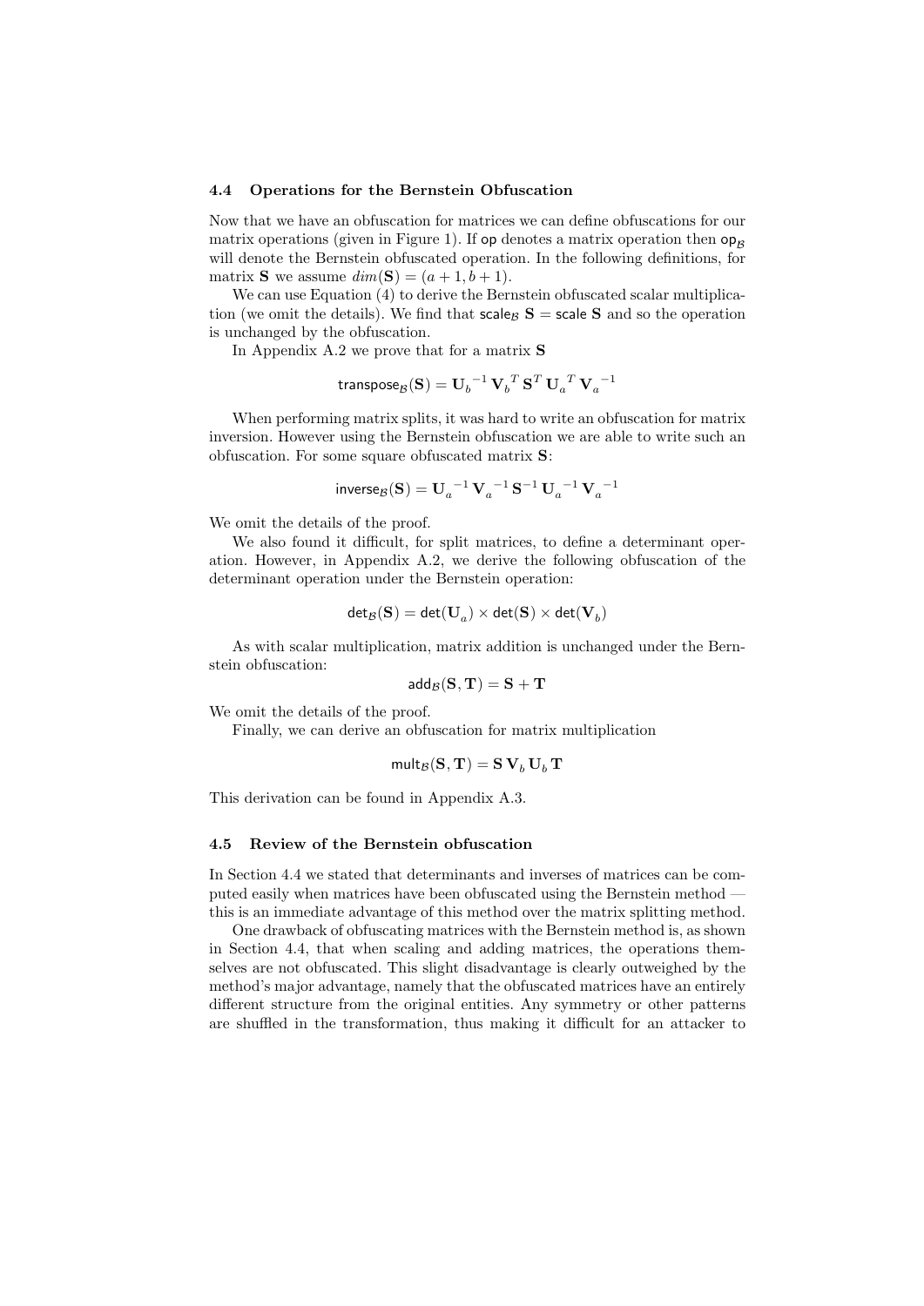### 4.4 Operations for the Bernstein Obfuscation

Now that we have an obfuscation for matrices we can define obfuscations for our matrix operations (given in Figure 1). If $\mathsf{op}$ denotes a matrix operation then $\mathsf{op}_{\mathcal{B}}$ will denote the Bernstein obfuscated operation. In the following definitions, for matrix $\mathbf{S}$ we assume $dim(\mathbf{S}) = (a+1, b+1)$.

We can use Equation (4) to derive the Bernstein obfuscated scalar multiplication (we omit the details). We find that $\mathsf{scale}_{\mathcal{B}}\ \mathbf{S} = \mathsf{scale}\ \mathbf{S}$ and so the operation is unchanged by the obfuscation.

In Appendix A.2 we prove that for a matrix $\mathbf{S}$

$$\mathsf{transpose}_{\mathcal{B}}(\mathbf{S}) = {\mathbf{U}_b}^{-1}\, {\mathbf{V}_b}^{T}\, \mathbf{S}^{T}\, {\mathbf{U}_a}^{T}\, {\mathbf{V}_a}^{-1}$$

When performing matrix splits, it was hard to write an obfuscation for matrix inversion. However using the Bernstein obfuscation we are able to write such an obfuscation. For some square obfuscated matrix $\mathbf{S}$:

$$\mathsf{inverse}_{\mathcal{B}}(\mathbf{S}) = {\mathbf{U}_a}^{-1}\, {\mathbf{V}_a}^{-1}\, \mathbf{S}^{-1}\, {\mathbf{U}_a}^{-1}\, {\mathbf{V}_a}^{-1}$$

We omit the details of the proof.

We also found it difficult, for split matrices, to define a determinant operation. However, in Appendix A.2, we derive the following obfuscation of the determinant operation under the Bernstein operation:

$$\mathsf{det}_{\mathcal{B}}(\mathbf{S}) = \mathsf{det}(\mathbf{U}_a) \times \mathsf{det}(\mathbf{S}) \times \mathsf{det}(\mathbf{V}_b)$$

As with scalar multiplication, matrix addition is unchanged under the Bernstein obfuscation:

$$\mathsf{add}_{\mathcal{B}}(\mathbf{S}, \mathbf{T}) = \mathbf{S} + \mathbf{T}$$

We omit the details of the proof.

Finally, we can derive an obfuscation for matrix multiplication

$$\mathsf{mult}_{\mathcal{B}}(\mathbf{S}, \mathbf{T}) = \mathbf{S}\, \mathbf{V}_b\, \mathbf{U}_b\, \mathbf{T}$$

This derivation can be found in Appendix A.3.

### 4.5 Review of the Bernstein obfuscation

In Section 4.4 we stated that determinants and inverses of matrices can be computed easily when matrices have been obfuscated using the Bernstein method — this is an immediate advantage of this method over the matrix splitting method.

One drawback of obfuscating matrices with the Bernstein method is, as shown in Section 4.4, that when scaling and adding matrices, the operations themselves are not obfuscated. This slight disadvantage is clearly outweighed by the method's major advantage, namely that the obfuscated matrices have an entirely different structure from the original entities. Any symmetry or other patterns are shuffled in the transformation, thus making it difficult for an attacker to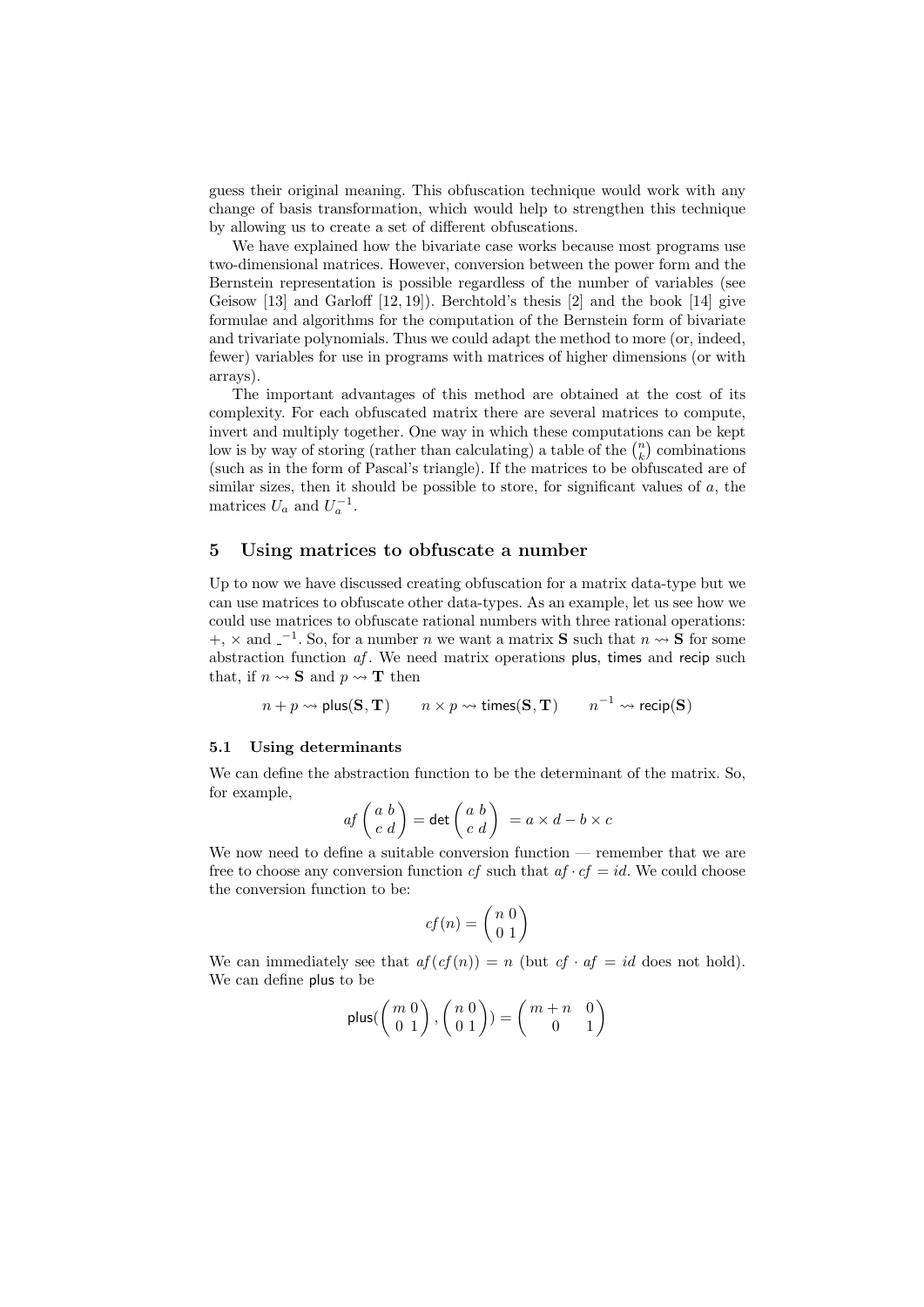guess their original meaning. This obfuscation technique would work with any change of basis transformation, which would help to strengthen this technique by allowing us to create a set of different obfuscations.

We have explained how the bivariate case works because most programs use two-dimensional matrices. However, conversion between the power form and the Bernstein representation is possible regardless of the number of variables (see Geisow [13] and Garloff [12, 19]). Berchtold's thesis [2] and the book [14] give formulae and algorithms for the computation of the Bernstein form of bivariate and trivariate polynomials. Thus we could adapt the method to more (or, indeed, fewer) variables for use in programs with matrices of higher dimensions (or with arrays).

The important advantages of this method are obtained at the cost of its complexity. For each obfuscated matrix there are several matrices to compute, invert and multiply together. One way in which these computations can be kept low is by way of storing (rather than calculating) a table of the $\binom{n}{k}$ combinations (such as in the form of Pascal's triangle). If the matrices to be obfuscated are of similar sizes, then it should be possible to store, for significant values of $a$, the matrices $U_a$ and $U_a^{-1}$.

## 5 Using matrices to obfuscate a number

Up to now we have discussed creating obfuscation for a matrix data-type but we can use matrices to obfuscate other data-types. As an example, let us see how we could use matrices to obfuscate rational numbers with three rational operations: $+$, $\times$ and $\_^{-1}$. So, for a number $n$ we want a matrix $\mathbf{S}$ such that $n \rightsquigarrow \mathbf{S}$ for some abstraction function $af$. We need matrix operations $\mathsf{plus}$, $\mathsf{times}$ and $\mathsf{recip}$ such that, if $n \rightsquigarrow \mathbf{S}$ and $p \rightsquigarrow \mathbf{T}$ then

$$n + p \rightsquigarrow \mathsf{plus}(\mathbf{S}, \mathbf{T}) \qquad n \times p \rightsquigarrow \mathsf{times}(\mathbf{S}, \mathbf{T}) \qquad n^{-1} \rightsquigarrow \mathsf{recip}(\mathbf{S})$$

### 5.1 Using determinants

We can define the abstraction function to be the determinant of the matrix. So, for example,

$$af \begin{pmatrix} a & b \\ c & d \end{pmatrix} = \mathsf{det} \begin{pmatrix} a & b \\ c & d \end{pmatrix} = a \times d - b \times c$$

We now need to define a suitable conversion function — remember that we are free to choose any conversion function $cf$ such that $af \cdot cf = id$. We could choose the conversion function to be:

$$cf(n) = \begin{pmatrix} n & 0 \\ 0 & 1 \end{pmatrix}$$

We can immediately see that $af(cf(n)) = n$ (but $cf \cdot af = id$ does not hold). We can define $\mathsf{plus}$ to be

$$\mathsf{plus}(\begin{pmatrix} m & 0 \\ 0 & 1 \end{pmatrix}, \begin{pmatrix} n & 0 \\ 0 & 1 \end{pmatrix}) = \begin{pmatrix} m + n & 0 \\ 0 & 1 \end{pmatrix}$$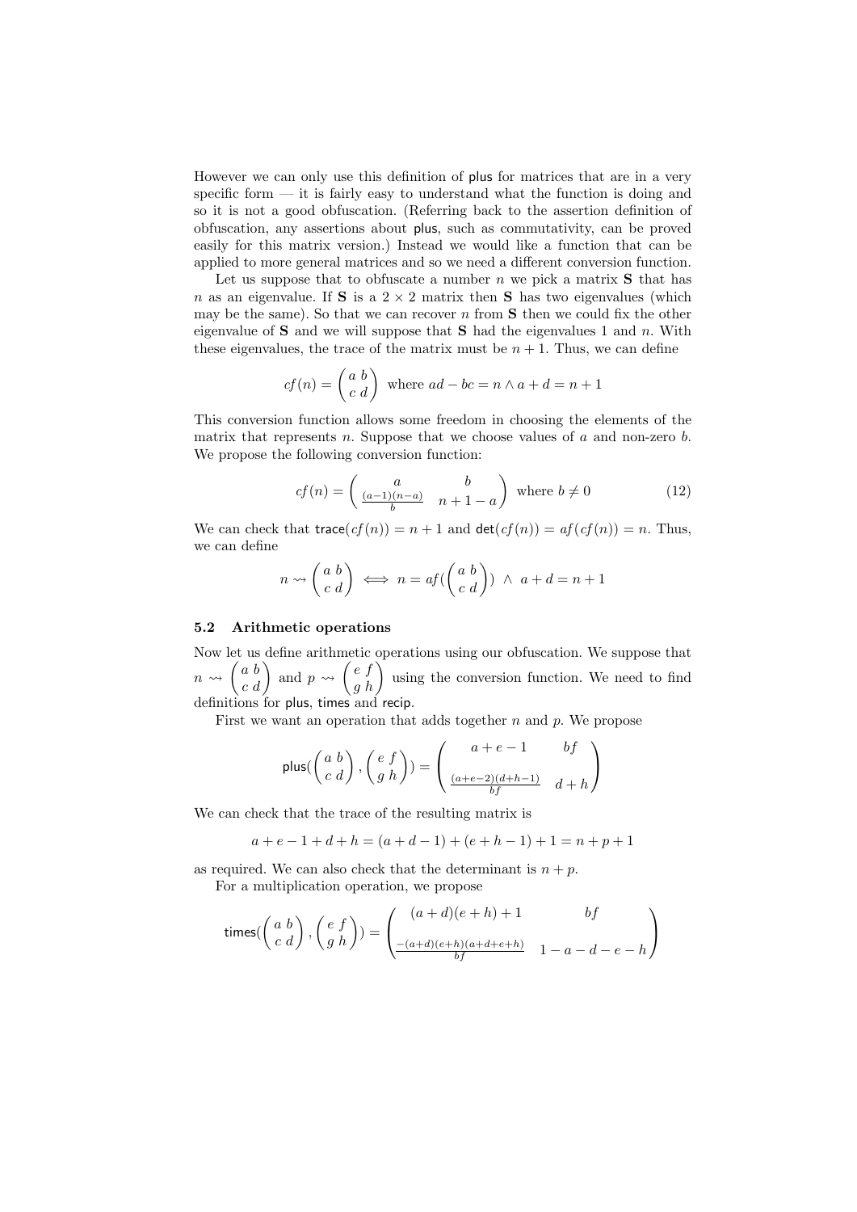However we can only use this definition of plus for matrices that are in a very specific form — it is fairly easy to understand what the function is doing and so it is not a good obfuscation. (Referring back to the assertion definition of obfuscation, any assertions about plus, such as commutativity, can be proved easily for this matrix version.) Instead we would like a function that can be applied to more general matrices and so we need a different conversion function.

Let us suppose that to obfuscate a number $n$ we pick a matrix $\mathbf{S}$ that has $n$ as an eigenvalue. If $\mathbf{S}$ is a $2 \times 2$ matrix then $\mathbf{S}$ has two eigenvalues (which may be the same). So that we can recover $n$ from $\mathbf{S}$ then we could fix the other eigenvalue of $\mathbf{S}$ and we will suppose that $\mathbf{S}$ had the eigenvalues 1 and $n$. With these eigenvalues, the trace of the matrix must be $n + 1$. Thus, we can define

$$cf(n) = \begin{pmatrix} a & b \\ c & d \end{pmatrix} \text{ where } ad - bc = n \wedge a + d = n + 1$$

This conversion function allows some freedom in choosing the elements of the matrix that represents $n$. Suppose that we choose values of $a$ and non-zero $b$. We propose the following conversion function:

$$cf(n) = \begin{pmatrix} a & b \\ \frac{(a-1)(n-a)}{b} & n+1-a \end{pmatrix} \text{ where } b \neq 0 \tag{12}$$

We can check that $\mathsf{trace}(cf(n)) = n + 1$ and $\mathsf{det}(cf(n)) = af(cf(n)) = n$. Thus, we can define

$$n \rightsquigarrow \begin{pmatrix} a & b \\ c & d \end{pmatrix} \iff n = af(\begin{pmatrix} a & b \\ c & d \end{pmatrix}) \ \wedge \ a + d = n + 1$$

### 5.2 Arithmetic operations

Now let us define arithmetic operations using our obfuscation. We suppose that $n \rightsquigarrow \begin{pmatrix} a & b \\ c & d \end{pmatrix}$ and $p \rightsquigarrow \begin{pmatrix} e & f \\ g & h \end{pmatrix}$ using the conversion function. We need to find definitions for plus, times and recip.

First we want an operation that adds together $n$ and $p$. We propose

$$\mathsf{plus}(\begin{pmatrix} a & b \\ c & d \end{pmatrix}, \begin{pmatrix} e & f \\ g & h \end{pmatrix}) = \begin{pmatrix} a+e-1 & bf \\ \frac{(a+e-2)(d+h-1)}{bf} & d+h \end{pmatrix}$$

We can check that the trace of the resulting matrix is

$$a + e - 1 + d + h = (a + d - 1) + (e + h - 1) + 1 = n + p + 1$$

as required. We can also check that the determinant is $n + p$.

For a multiplication operation, we propose

$$\mathsf{times}(\begin{pmatrix} a & b \\ c & d \end{pmatrix}, \begin{pmatrix} e & f \\ g & h \end{pmatrix}) = \begin{pmatrix} (a+d)(e+h)+1 & bf \\ \frac{-(a+d)(e+h)(a+d+e+h)}{bf} & 1-a-d-e-h \end{pmatrix}$$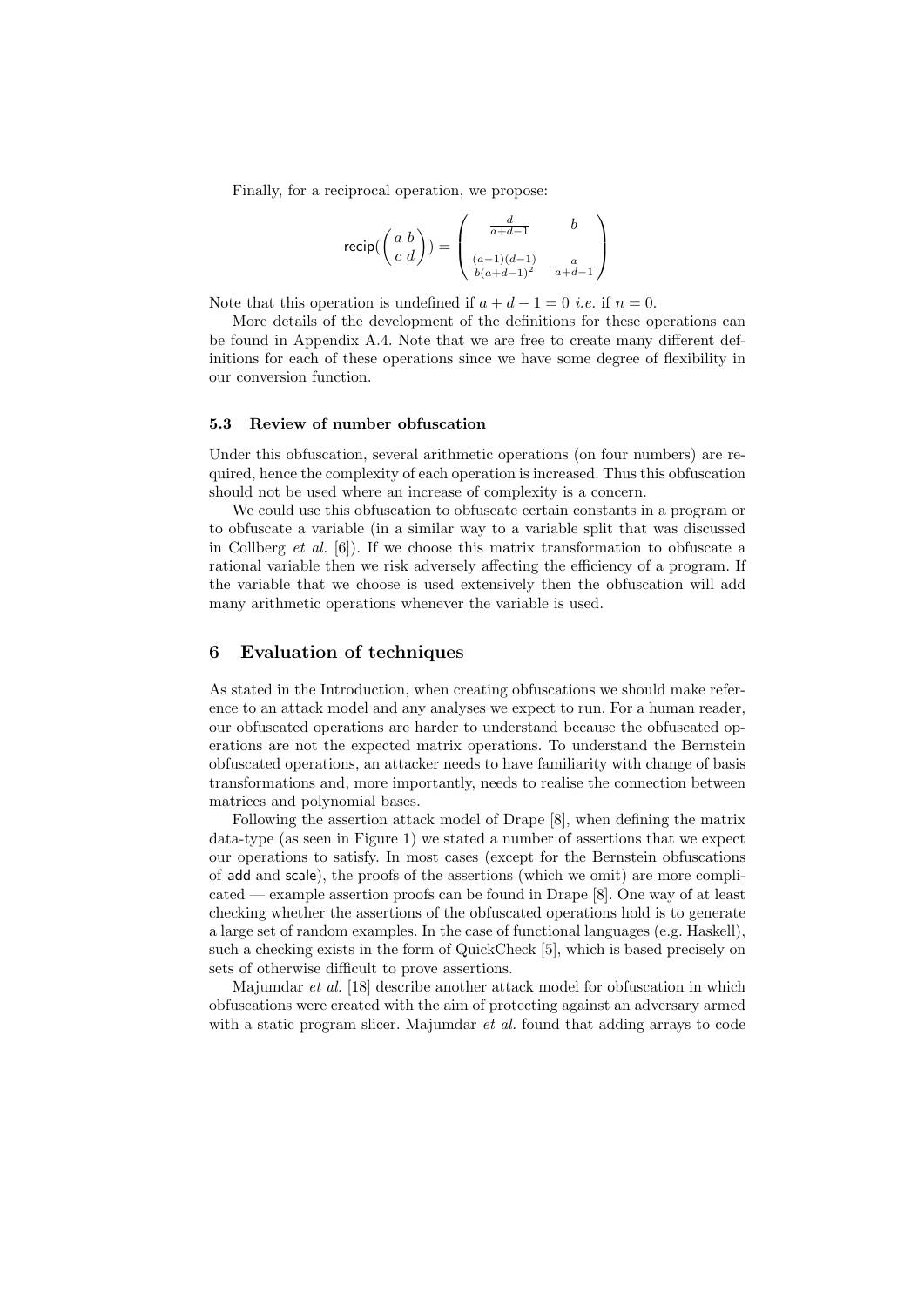Finally, for a reciprocal operation, we propose:

$$\mathsf{recip}\left(\begin{pmatrix} a & b \\ c & d \end{pmatrix}\right) = \begin{pmatrix} \frac{d}{a+d-1} & b \\ \frac{(a-1)(d-1)}{b(a+d-1)^2} & \frac{a}{a+d-1} \end{pmatrix}$$

Note that this operation is undefined if $a + d - 1 = 0$ *i.e.* if $n = 0$.

More details of the development of the definitions for these operations can be found in Appendix A.4. Note that we are free to create many different definitions for each of these operations since we have some degree of flexibility in our conversion function.

### 5.3 Review of number obfuscation

Under this obfuscation, several arithmetic operations (on four numbers) are required, hence the complexity of each operation is increased. Thus this obfuscation should not be used where an increase of complexity is a concern.

We could use this obfuscation to obfuscate certain constants in a program or to obfuscate a variable (in a similar way to a variable split that was discussed in Collberg *et al.* [6]). If we choose this matrix transformation to obfuscate a rational variable then we risk adversely affecting the efficiency of a program. If the variable that we choose is used extensively then the obfuscation will add many arithmetic operations whenever the variable is used.

## 6 Evaluation of techniques

As stated in the Introduction, when creating obfuscations we should make reference to an attack model and any analyses we expect to run. For a human reader, our obfuscated operations are harder to understand because the obfuscated operations are not the expected matrix operations. To understand the Bernstein obfuscated operations, an attacker needs to have familiarity with change of basis transformations and, more importantly, needs to realise the connection between matrices and polynomial bases.

Following the assertion attack model of Drape [8], when defining the matrix data-type (as seen in Figure 1) we stated a number of assertions that we expect our operations to satisfy. In most cases (except for the Bernstein obfuscations of add and scale), the proofs of the assertions (which we omit) are more complicated — example assertion proofs can be found in Drape [8]. One way of at least checking whether the assertions of the obfuscated operations hold is to generate a large set of random examples. In the case of functional languages (e.g. Haskell), such a checking exists in the form of QuickCheck [5], which is based precisely on sets of otherwise difficult to prove assertions.

Majumdar *et al.* [18] describe another attack model for obfuscation in which obfuscations were created with the aim of protecting against an adversary armed with a static program slicer. Majumdar *et al.* found that adding arrays to code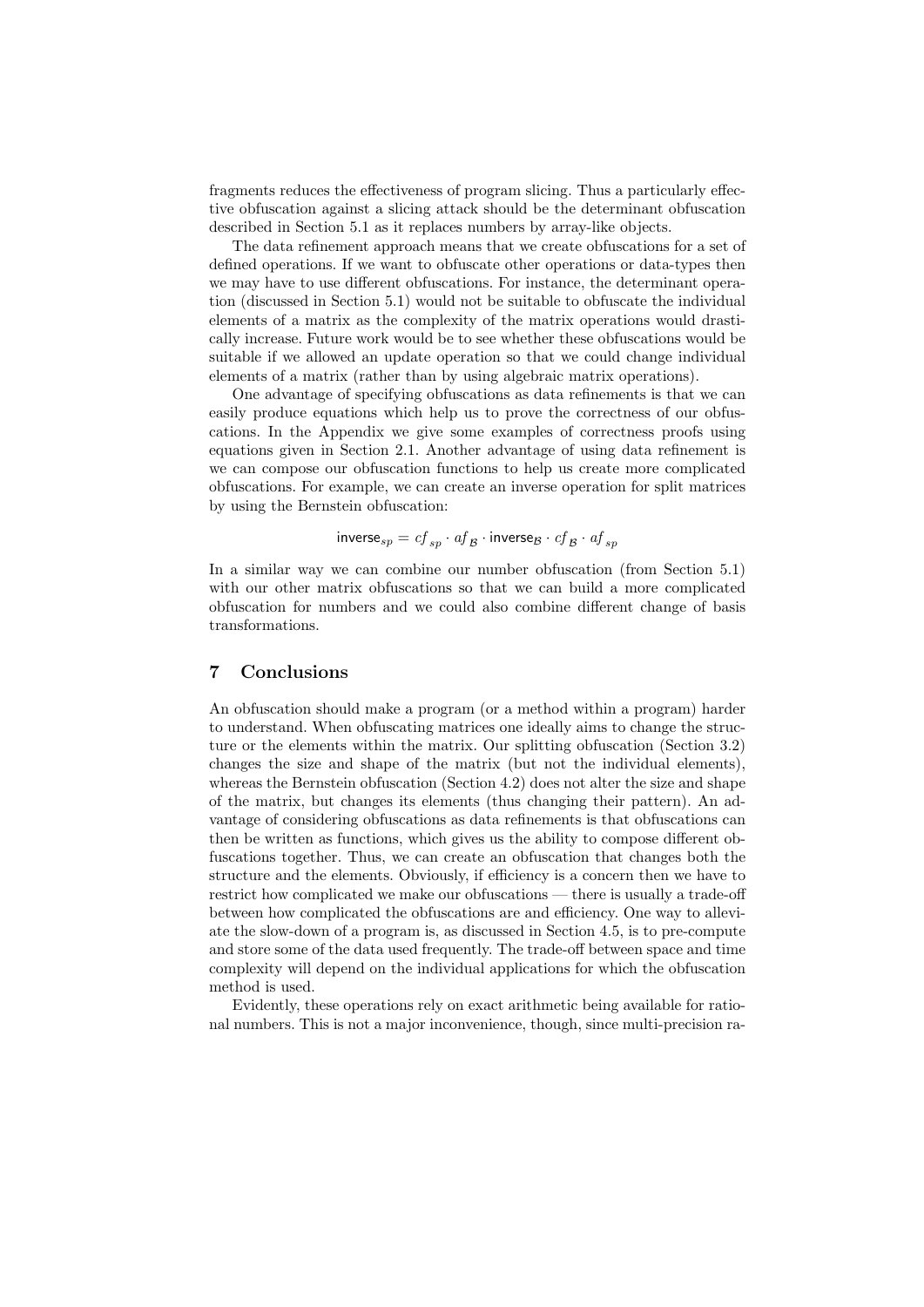fragments reduces the effectiveness of program slicing. Thus a particularly effective obfuscation against a slicing attack should be the determinant obfuscation described in Section 5.1 as it replaces numbers by array-like objects.

The data refinement approach means that we create obfuscations for a set of defined operations. If we want to obfuscate other operations or data-types then we may have to use different obfuscations. For instance, the determinant operation (discussed in Section 5.1) would not be suitable to obfuscate the individual elements of a matrix as the complexity of the matrix operations would drastically increase. Future work would be to see whether these obfuscations would be suitable if we allowed an update operation so that we could change individual elements of a matrix (rather than by using algebraic matrix operations).

One advantage of specifying obfuscations as data refinements is that we can easily produce equations which help us to prove the correctness of our obfuscations. In the Appendix we give some examples of correctness proofs using equations given in Section 2.1. Another advantage of using data refinement is we can compose our obfuscation functions to help us create more complicated obfuscations. For example, we can create an inverse operation for split matrices by using the Bernstein obfuscation:

$$\mathsf{inverse}_{sp} = cf_{sp} \cdot af_{\mathcal{B}} \cdot \mathsf{inverse}_{\mathcal{B}} \cdot cf_{\mathcal{B}} \cdot af_{sp}$$

In a similar way we can combine our number obfuscation (from Section 5.1) with our other matrix obfuscations so that we can build a more complicated obfuscation for numbers and we could also combine different change of basis transformations.

## 7 Conclusions

An obfuscation should make a program (or a method within a program) harder to understand. When obfuscating matrices one ideally aims to change the structure or the elements within the matrix. Our splitting obfuscation (Section 3.2) changes the size and shape of the matrix (but not the individual elements), whereas the Bernstein obfuscation (Section 4.2) does not alter the size and shape of the matrix, but changes its elements (thus changing their pattern). An advantage of considering obfuscations as data refinements is that obfuscations can then be written as functions, which gives us the ability to compose different obfuscations together. Thus, we can create an obfuscation that changes both the structure and the elements. Obviously, if efficiency is a concern then we have to restrict how complicated we make our obfuscations — there is usually a trade-off between how complicated the obfuscations are and efficiency. One way to alleviate the slow-down of a program is, as discussed in Section 4.5, is to pre-compute and store some of the data used frequently. The trade-off between space and time complexity will depend on the individual applications for which the obfuscation method is used.

Evidently, these operations rely on exact arithmetic being available for rational numbers. This is not a major inconvenience, though, since multi-precision ra-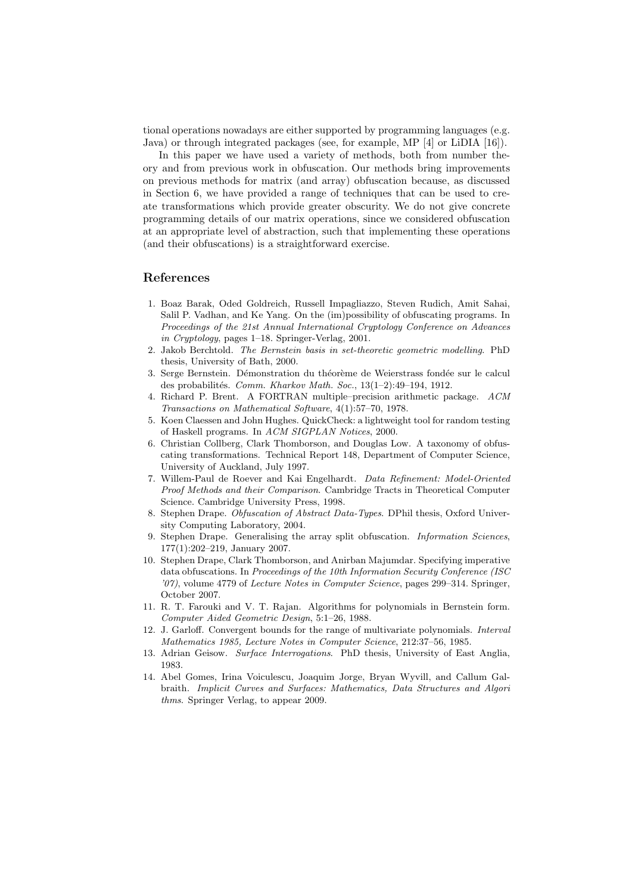tional operations nowadays are either supported by programming languages (e.g. Java) or through integrated packages (see, for example, MP [4] or LiDIA [16]).

In this paper we have used a variety of methods, both from number theory and from previous work in obfuscation. Our methods bring improvements on previous methods for matrix (and array) obfuscation because, as discussed in Section 6, we have provided a range of techniques that can be used to create transformations which provide greater obscurity. We do not give concrete programming details of our matrix operations, since we considered obfuscation at an appropriate level of abstraction, such that implementing these operations (and their obfuscations) is a straightforward exercise.

## References

1. Boaz Barak, Oded Goldreich, Russell Impagliazzo, Steven Rudich, Amit Sahai, Salil P. Vadhan, and Ke Yang. On the (im)possibility of obfuscating programs. In *Proceedings of the 21st Annual International Cryptology Conference on Advances in Cryptology*, pages 1–18. Springer-Verlag, 2001.
2. Jakob Berchtold. *The Bernstein basis in set-theoretic geometric modelling*. PhD thesis, University of Bath, 2000.
3. Serge Bernstein. Démonstration du théorème de Weierstrass fondée sur le calcul des probabilités. *Comm. Kharkov Math. Soc.*, 13(1–2):49–194, 1912.
4. Richard P. Brent. A FORTRAN multiple–precision arithmetic package. *ACM Transactions on Mathematical Software*, 4(1):57–70, 1978.
5. Koen Claessen and John Hughes. QuickCheck: a lightweight tool for random testing of Haskell programs. In *ACM SIGPLAN Notices*, 2000.
6. Christian Collberg, Clark Thomborson, and Douglas Low. A taxonomy of obfuscating transformations. Technical Report 148, Department of Computer Science, University of Auckland, July 1997.
7. Willem-Paul de Roever and Kai Engelhardt. *Data Refinement: Model-Oriented Proof Methods and their Comparison*. Cambridge Tracts in Theoretical Computer Science. Cambridge University Press, 1998.
8. Stephen Drape. *Obfuscation of Abstract Data-Types*. DPhil thesis, Oxford University Computing Laboratory, 2004.
9. Stephen Drape. Generalising the array split obfuscation. *Information Sciences*, 177(1):202–219, January 2007.
10. Stephen Drape, Clark Thomborson, and Anirban Majumdar. Specifying imperative data obfuscations. In *Proceedings of the 10th Information Security Conference (ISC '07)*, volume 4779 of *Lecture Notes in Computer Science*, pages 299–314. Springer, October 2007.
11. R. T. Farouki and V. T. Rajan. Algorithms for polynomials in Bernstein form. *Computer Aided Geometric Design*, 5:1–26, 1988.
12. J. Garloff. Convergent bounds for the range of multivariate polynomials. *Interval Mathematics 1985, Lecture Notes in Computer Science*, 212:37–56, 1985.
13. Adrian Geisow. *Surface Interrogations*. PhD thesis, University of East Anglia, 1983.
14. Abel Gomes, Irina Voiculescu, Joaquim Jorge, Bryan Wyvill, and Callum Galbraith. *Implicit Curves and Surfaces: Mathematics, Data Structures and Algori thms*. Springer Verlag, to appear 2009.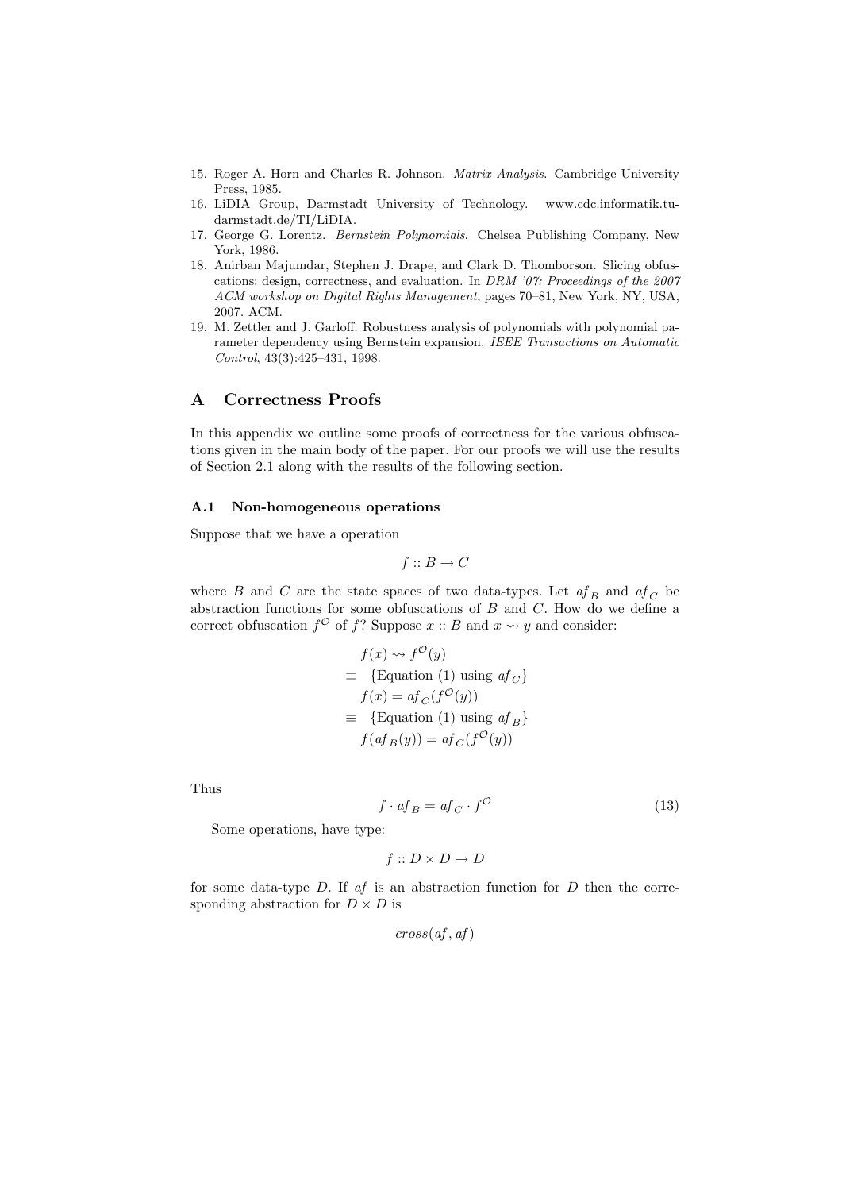15. Roger A. Horn and Charles R. Johnson. *Matrix Analysis*. Cambridge University Press, 1985.
16. LiDIA Group, Darmstadt University of Technology. www.cdc.informatik.tu-darmstadt.de/TI/LiDIA.
17. George G. Lorentz. *Bernstein Polynomials*. Chelsea Publishing Company, New York, 1986.
18. Anirban Majumdar, Stephen J. Drape, and Clark D. Thomborson. Slicing obfuscations: design, correctness, and evaluation. In *DRM '07: Proceedings of the 2007 ACM workshop on Digital Rights Management*, pages 70–81, New York, NY, USA, 2007. ACM.
19. M. Zettler and J. Garloff. Robustness analysis of polynomials with polynomial parameter dependency using Bernstein expansion. *IEEE Transactions on Automatic Control*, 43(3):425–431, 1998.

## A Correctness Proofs

In this appendix we outline some proofs of correctness for the various obfuscations given in the main body of the paper. For our proofs we will use the results of Section 2.1 along with the results of the following section.

### A.1 Non-homogeneous operations

Suppose that we have a operation

$$f :: B \to C$$

where $B$ and $C$ are the state spaces of two data-types. Let $af_B$ and $af_C$ be abstraction functions for some obfuscations of $B$ and $C$. How do we define a correct obfuscation $f^{\mathcal{O}}$ of $f$? Suppose $x :: B$ and $x \leadsto y$ and consider:

$$
\begin{aligned}
& f(x) \leadsto f^{\mathcal{O}}(y) \\
\equiv \quad & \{\text{Equation (1) using } af_C\} \\
& f(x) = af_C(f^{\mathcal{O}}(y)) \\
\equiv \quad & \{\text{Equation (1) using } af_B\} \\
& f(af_B(y)) = af_C(f^{\mathcal{O}}(y))
\end{aligned}
$$

Thus

$$f \cdot af_B = af_C \cdot f^{\mathcal{O}} \tag{13}$$

Some operations, have type:

$$f :: D \times D \to D$$

for some data-type $D$. If $af$ is an abstraction function for $D$ then the corresponding abstraction for $D \times D$ is

$$cross(af, af)$$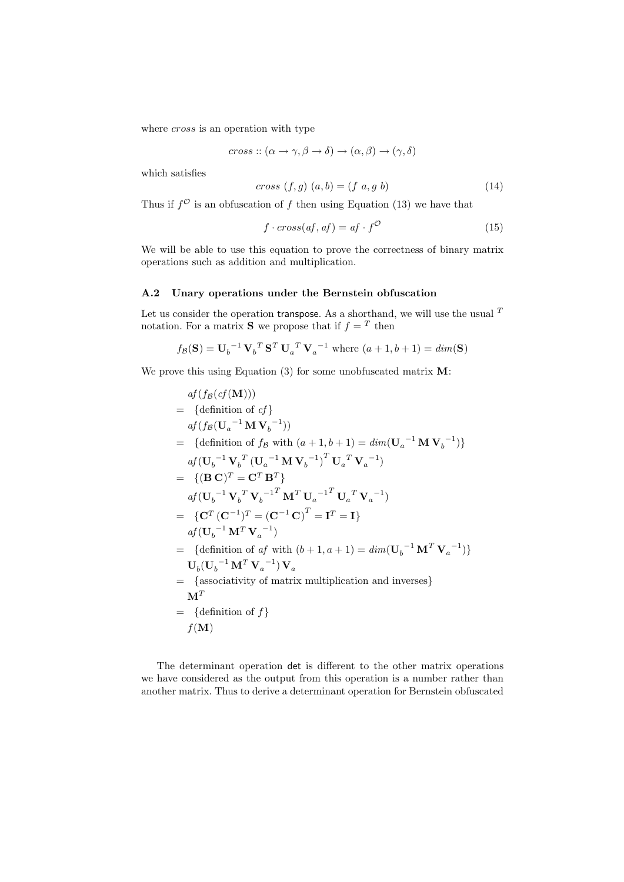where *cross* is an operation with type

$$cross :: (\alpha \rightarrow \gamma, \beta \rightarrow \delta) \rightarrow (\alpha, \beta) \rightarrow (\gamma, \delta)$$

which satisfies

$$cross\ (f, g)\ (a, b) = (f\ a, g\ b) \tag{14}$$

Thus if $f^{\mathcal{O}}$ is an obfuscation of $f$ then using Equation (13) we have that

$$f \cdot cross(af, af) = af \cdot f^{\mathcal{O}} \tag{15}$$

We will be able to use this equation to prove the correctness of binary matrix operations such as addition and multiplication.

### A.2 Unary operations under the Bernstein obfuscation

Let us consider the operation transpose. As a shorthand, we will use the usual $^T$ notation. For a matrix $\mathbf{S}$ we propose that if $f = {}^T$ then

$$f_{\mathcal{B}}(\mathbf{S}) = {\mathbf{U}_b}^{-1}\, {\mathbf{V}_b}^{T}\, \mathbf{S}^T\, {\mathbf{U}_a}^{T}\, {\mathbf{V}_a}^{-1} \text{ where } (a+1, b+1) = dim(\mathbf{S})$$

We prove this using Equation (3) for some unobfuscated matrix $\mathbf{M}$:

$$
\begin{aligned}
& af(f_{\mathcal{B}}(cf(\mathbf{M}))) \\
= \ & \{\text{definition of } cf\} \\
& af(f_{\mathcal{B}}({\mathbf{U}_a}^{-1}\, \mathbf{M}\, {\mathbf{V}_b}^{-1})) \\
= \ & \{\text{definition of } f_{\mathcal{B}} \text{ with } (a+1, b+1) = dim({\mathbf{U}_a}^{-1}\, \mathbf{M}\, {\mathbf{V}_b}^{-1})\} \\
& af({\mathbf{U}_b}^{-1}\, {\mathbf{V}_b}^{T}\, ({\mathbf{U}_a}^{-1}\, \mathbf{M}\, {\mathbf{V}_b}^{-1})^T\, {\mathbf{U}_a}^{T}\, {\mathbf{V}_a}^{-1}) \\
= \ & \{(\mathbf{B}\, \mathbf{C})^T = \mathbf{C}^T\, \mathbf{B}^T\} \\
& af({\mathbf{U}_b}^{-1}\, {\mathbf{V}_b}^{T}\, {{\mathbf{V}_b}^{-1}}^{T}\, \mathbf{M}^T\, {{\mathbf{U}_a}^{-1}}^{T}\, {\mathbf{U}_a}^{T}\, {\mathbf{V}_a}^{-1}) \\
= \ & \{\mathbf{C}^T\, (\mathbf{C}^{-1})^T = (\mathbf{C}^{-1}\, \mathbf{C})^T = \mathbf{I}^T = \mathbf{I}\} \\
& af({\mathbf{U}_b}^{-1}\, \mathbf{M}^T\, {\mathbf{V}_a}^{-1}) \\
= \ & \{\text{definition of } af \text{ with } (b+1, a+1) = dim({\mathbf{U}_b}^{-1}\, \mathbf{M}^T\, {\mathbf{V}_a}^{-1})\} \\
& \mathbf{U}_b({\mathbf{U}_b}^{-1}\, \mathbf{M}^T\, {\mathbf{V}_a}^{-1})\, \mathbf{V}_a \\
= \ & \{\text{associativity of matrix multiplication and inverses}\} \\
& \mathbf{M}^T \\
= \ & \{\text{definition of } f\} \\
& f(\mathbf{M})
\end{aligned}
$$

The determinant operation det is different to the other matrix operations we have considered as the output from this operation is a number rather than another matrix. Thus to derive a determinant operation for Bernstein obfuscated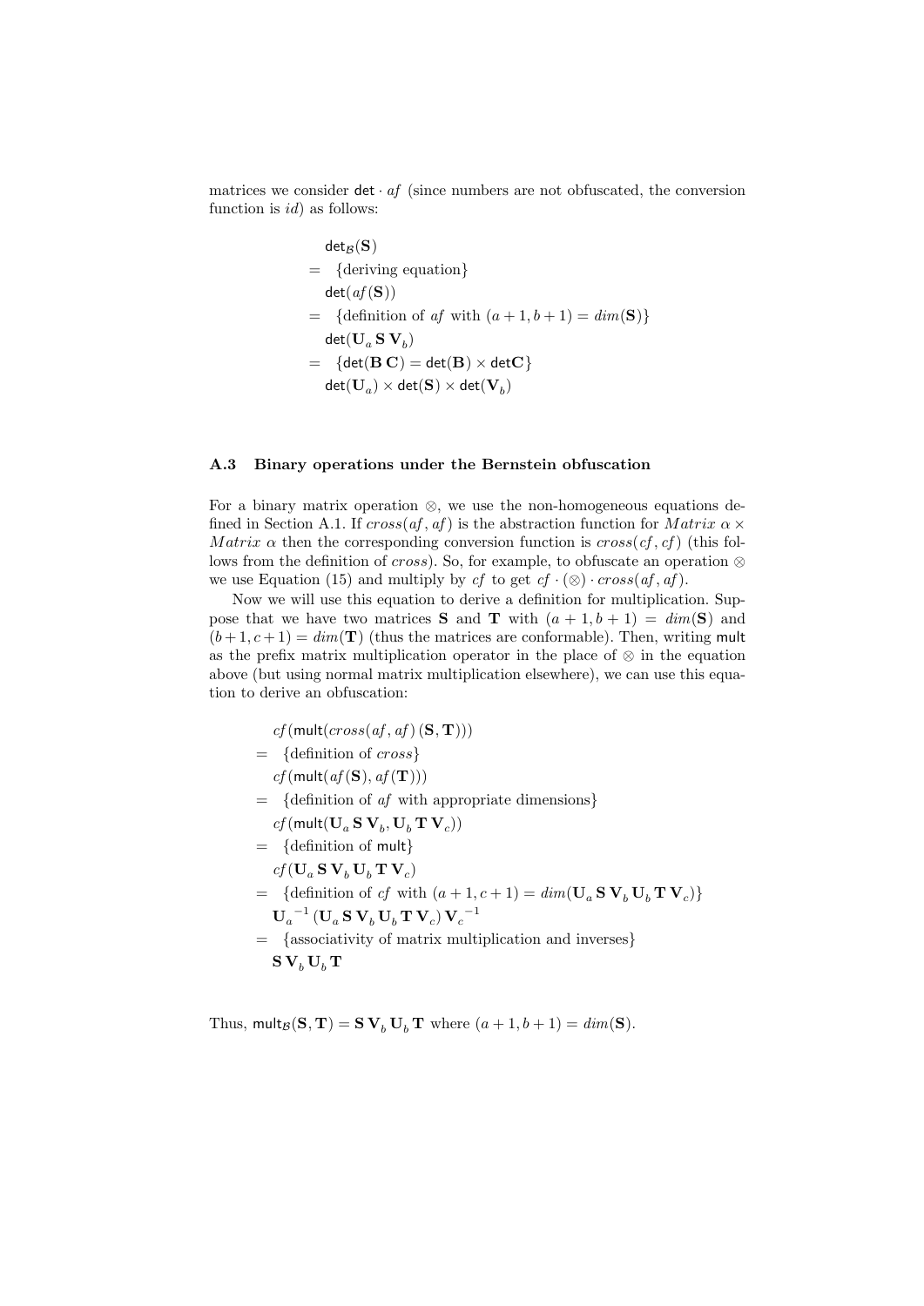matrices we consider $\mathsf{det} \cdot af$ (since numbers are not obfuscated, the conversion function is $id$) as follows:

$$
\begin{aligned}
& \mathsf{det}_{\mathcal{B}}(\mathbf{S}) \\
= \; & \{\text{deriving equation}\} \\
& \mathsf{det}(af(\mathbf{S})) \\
= \; & \{\text{definition of } af \text{ with } (a+1, b+1) = dim(\mathbf{S})\} \\
& \mathsf{det}(\mathbf{U}_a \, \mathbf{S} \, \mathbf{V}_b) \\
= \; & \{\mathsf{det}(\mathbf{B}\,\mathbf{C}) = \mathsf{det}(\mathbf{B}) \times \mathsf{det}\mathbf{C}\} \\
& \mathsf{det}(\mathbf{U}_a) \times \mathsf{det}(\mathbf{S}) \times \mathsf{det}(\mathbf{V}_b)
\end{aligned}
$$

### A.3 Binary operations under the Bernstein obfuscation

For a binary matrix operation $\otimes$, we use the non-homogeneous equations defined in Section A.1. If $cross(af, af)$ is the abstraction function for $Matrix\ \alpha \times Matrix\ \alpha$ then the corresponding conversion function is $cross(cf, cf)$ (this follows from the definition of $cross$). So, for example, to obfuscate an operation $\otimes$ we use Equation (15) and multiply by $cf$ to get $cf \cdot (\otimes) \cdot cross(af, af)$.

Now we will use this equation to derive a definition for multiplication. Suppose that we have two matrices $\mathbf{S}$ and $\mathbf{T}$ with $(a+1, b+1) = dim(\mathbf{S})$ and $(b+1, c+1) = dim(\mathbf{T})$ (thus the matrices are conformable). Then, writing $\mathsf{mult}$ as the prefix matrix multiplication operator in the place of $\otimes$ in the equation above (but using normal matrix multiplication elsewhere), we can use this equation to derive an obfuscation:

$$
\begin{aligned}
& cf(\mathsf{mult}(cross(af, af)\,(\mathbf{S}, \mathbf{T}))) \\
= \; & \{\text{definition of } cross\} \\
& cf(\mathsf{mult}(af(\mathbf{S}), af(\mathbf{T}))) \\
= \; & \{\text{definition of } af \text{ with appropriate dimensions}\} \\
& cf(\mathsf{mult}(\mathbf{U}_a\, \mathbf{S}\, \mathbf{V}_b, \mathbf{U}_b\, \mathbf{T}\, \mathbf{V}_c)) \\
= \; & \{\text{definition of } \mathsf{mult}\} \\
& cf(\mathbf{U}_a\, \mathbf{S}\, \mathbf{V}_b\, \mathbf{U}_b\, \mathbf{T}\, \mathbf{V}_c) \\
= \; & \{\text{definition of } cf \text{ with } (a+1, c+1) = dim(\mathbf{U}_a\, \mathbf{S}\, \mathbf{V}_b\, \mathbf{U}_b\, \mathbf{T}\, \mathbf{V}_c)\} \\
& {\mathbf{U}_a}^{-1}\, (\mathbf{U}_a\, \mathbf{S}\, \mathbf{V}_b\, \mathbf{U}_b\, \mathbf{T}\, \mathbf{V}_c)\, {\mathbf{V}_c}^{-1} \\
= \; & \{\text{associativity of matrix multiplication and inverses}\} \\
& \mathbf{S}\, \mathbf{V}_b\, \mathbf{U}_b\, \mathbf{T}
\end{aligned}
$$

Thus, $\mathsf{mult}_{\mathcal{B}}(\mathbf{S}, \mathbf{T}) = \mathbf{S}\, \mathbf{V}_b\, \mathbf{U}_b\, \mathbf{T}$ where $(a+1, b+1) = dim(\mathbf{S})$.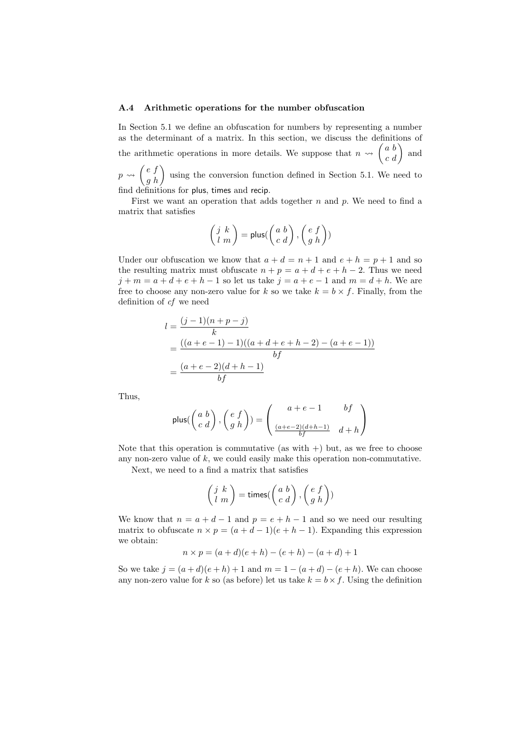### A.4 Arithmetic operations for the number obfuscation

In Section 5.1 we define an obfuscation for numbers by representing a number as the determinant of a matrix. In this section, we discuss the definitions of the arithmetic operations in more details. We suppose that $n \rightsquigarrow \begin{pmatrix} a & b \\ c & d \end{pmatrix}$ and $p \rightsquigarrow \begin{pmatrix} e & f \\ g & h \end{pmatrix}$ using the conversion function defined in Section 5.1. We need to find definitions for plus, times and recip.

First we want an operation that adds together $n$ and $p$. We need to find a matrix that satisfies

$$\begin{pmatrix} j & k \\ l & m \end{pmatrix} = \mathsf{plus}(\begin{pmatrix} a & b \\ c & d \end{pmatrix}, \begin{pmatrix} e & f \\ g & h \end{pmatrix})$$

Under our obfuscation we know that $a + d = n + 1$ and $e + h = p + 1$ and so the resulting matrix must obfuscate $n + p = a + d + e + h - 2$. Thus we need $j + m = a + d + e + h - 1$ so let us take $j = a + e - 1$ and $m = d + h$. We are free to choose any non-zero value for $k$ so we take $k = b \times f$. Finally, from the definition of $cf$ we need

$$\begin{aligned}
l &= \frac{(j-1)(n+p-j)}{k} \\
&= \frac{((a+e-1)-1)((a+d+e+h-2)-(a+e-1))}{bf} \\
&= \frac{(a+e-2)(d+h-1)}{bf}
\end{aligned}$$

Thus,

$$\mathsf{plus}(\begin{pmatrix} a & b \\ c & d \end{pmatrix}, \begin{pmatrix} e & f \\ g & h \end{pmatrix}) = \begin{pmatrix} a+e-1 & bf \\ \frac{(a+e-2)(d+h-1)}{bf} & d+h \end{pmatrix}$$

Note that this operation is commutative (as with +) but, as we free to choose any non-zero value of $k$, we could easily make this operation non-commutative.

Next, we need to a find a matrix that satisfies

$$\begin{pmatrix} j & k \\ l & m \end{pmatrix} = \mathsf{times}(\begin{pmatrix} a & b \\ c & d \end{pmatrix}, \begin{pmatrix} e & f \\ g & h \end{pmatrix})$$

We know that $n = a + d - 1$ and $p = e + h - 1$ and so we need our resulting matrix to obfuscate $n \times p = (a + d - 1)(e + h - 1)$. Expanding this expression we obtain:

$$n \times p = (a + d)(e + h) - (e + h) - (a + d) + 1$$

So we take $j = (a + d)(e + h) + 1$ and $m = 1 - (a + d) - (e + h)$. We can choose any non-zero value for $k$ so (as before) let us take $k = b \times f$. Using the definition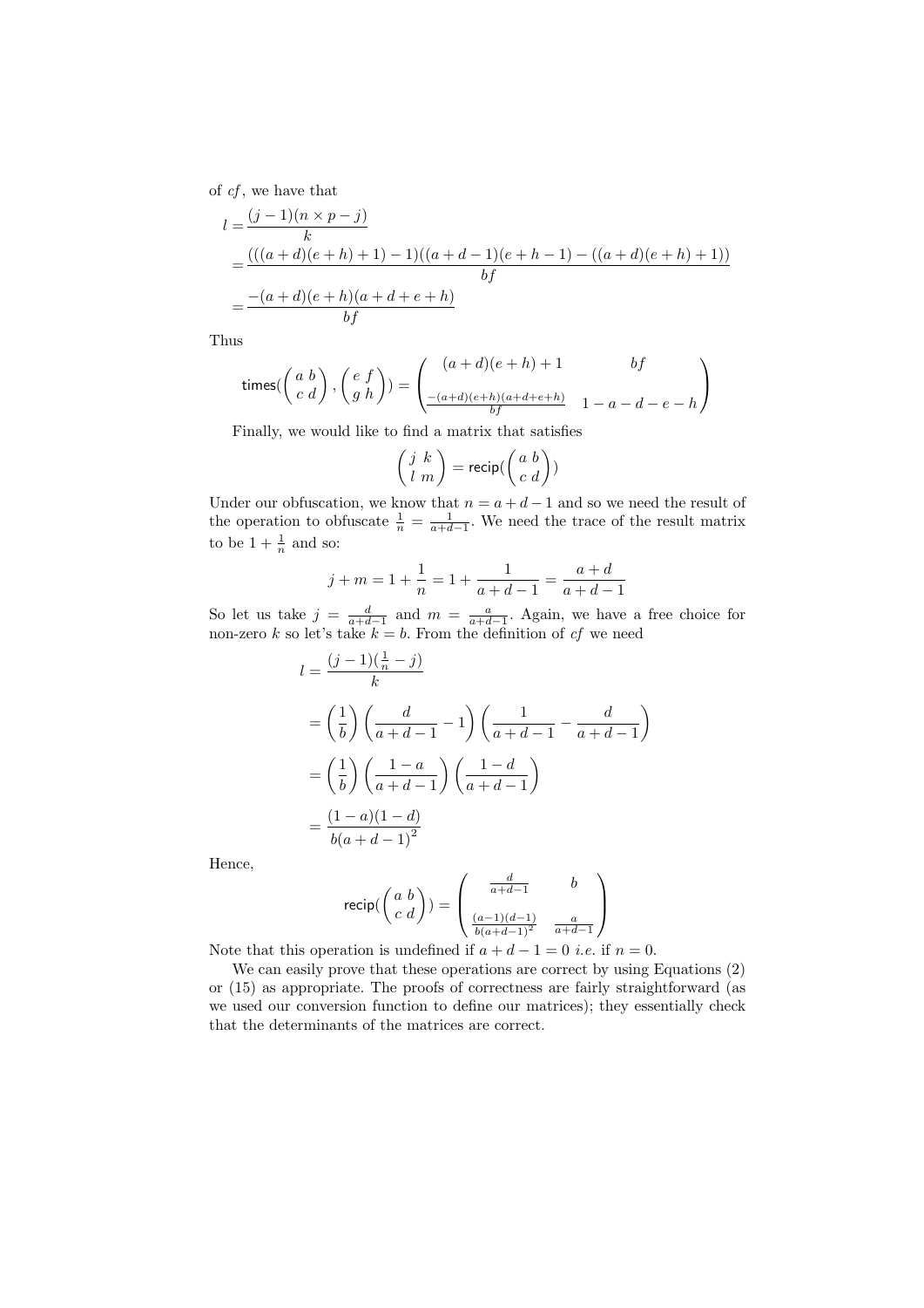of $cf$, we have that

$$
\begin{aligned}
l &= \frac{(j-1)(n \times p - j)}{k} \\
&= \frac{(((a+d)(e+h)+1)-1)((a+d-1)(e+h-1)-((a+d)(e+h)+1))}{bf} \\
&= \frac{-(a+d)(e+h)(a+d+e+h)}{bf}
\end{aligned}
$$

Thus

$$
\mathsf{times}(\begin{pmatrix} a & b \\ c & d \end{pmatrix}, \begin{pmatrix} e & f \\ g & h \end{pmatrix}) = \begin{pmatrix} (a+d)(e+h)+1 & bf \\ \frac{-(a+d)(e+h)(a+d+e+h)}{bf} & 1-a-d-e-h \end{pmatrix}
$$

Finally, we would like to find a matrix that satisfies

$$
\begin{pmatrix} j & k \\ l & m \end{pmatrix} = \mathsf{recip}(\begin{pmatrix} a & b \\ c & d \end{pmatrix})
$$

Under our obfuscation, we know that $n = a + d - 1$ and so we need the result of the operation to obfuscate $\frac{1}{n} = \frac{1}{a+d-1}$. We need the trace of the result matrix to be $1 + \frac{1}{n}$ and so:

$$
j + m = 1 + \frac{1}{n} = 1 + \frac{1}{a+d-1} = \frac{a+d}{a+d-1}
$$

So let us take $j = \frac{d}{a+d-1}$ and $m = \frac{a}{a+d-1}$. Again, we have a free choice for non-zero $k$ so let's take $k = b$. From the definition of $cf$ we need

$$
\begin{aligned}
l &= \frac{(j-1)(\frac{1}{n} - j)}{k} \\
&= \left(\frac{1}{b}\right)\left(\frac{d}{a+d-1} - 1\right)\left(\frac{1}{a+d-1} - \frac{d}{a+d-1}\right) \\
&= \left(\frac{1}{b}\right)\left(\frac{1-a}{a+d-1}\right)\left(\frac{1-d}{a+d-1}\right) \\
&= \frac{(1-a)(1-d)}{b(a+d-1)^2}
\end{aligned}
$$

Hence,

$$
\mathsf{recip}(\begin{pmatrix} a & b \\ c & d \end{pmatrix}) = \begin{pmatrix} \frac{d}{a+d-1} & b \\ \frac{(a-1)(d-1)}{b(a+d-1)^2} & \frac{a}{a+d-1} \end{pmatrix}
$$

Note that this operation is undefined if $a + d - 1 = 0$ *i.e.* if $n = 0$.

We can easily prove that these operations are correct by using Equations (2) or (15) as appropriate. The proofs of correctness are fairly straightforward (as we used our conversion function to define our matrices); they essentially check that the determinants of the matrices are correct.